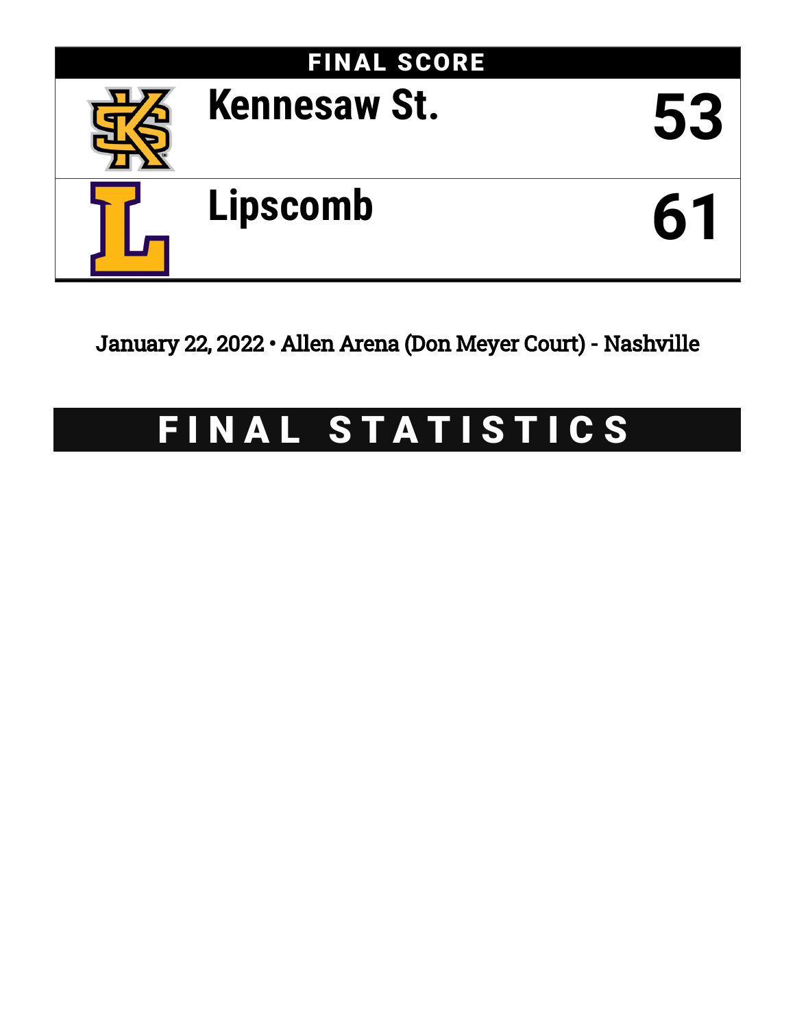## FINAL SCORE

| Team | Score |
|---|---|
| Kennesaw St. | 53 |
| Lipscomb | 61 |

January 22, 2022 • Allen Arena (Don Meyer Court) - Nashville

# FINAL STATISTICS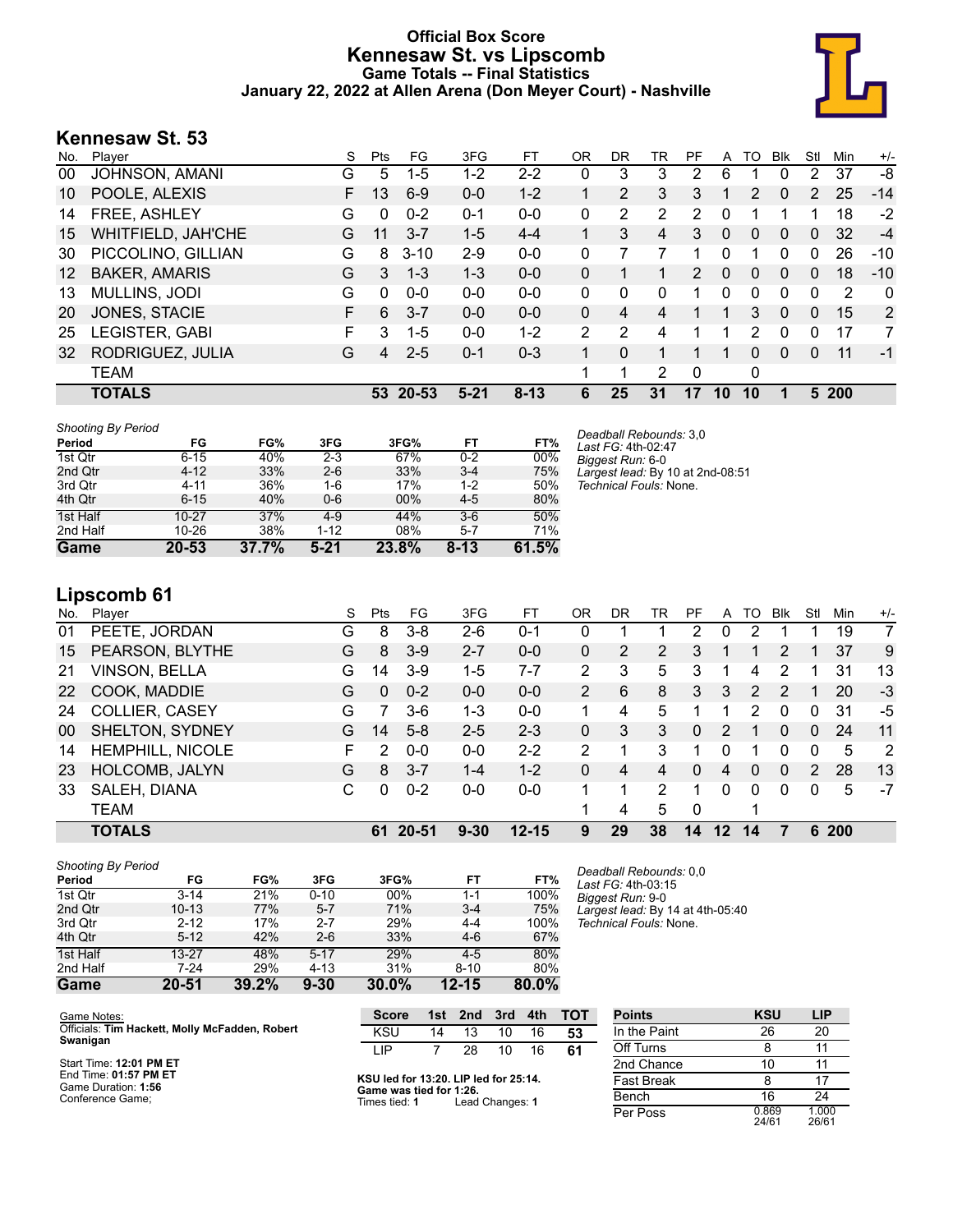# Official Box Score
## Kennesaw St. vs Lipscomb
### Game Totals -- Final Statistics
### January 22, 2022 at Allen Arena (Don Meyer Court) - Nashville

## Kennesaw St. 53

| No. | Player | S | Pts | FG | 3FG | FT | OR | DR | TR | PF | A | TO | Blk | Stl | Min | +/- |
|---|---|---|---|---|---|---|---|---|---|---|---|---|---|---|---|---|
| 00 | JOHNSON, AMANI | G | 5 | 1-5 | 1-2 | 2-2 | 0 | 3 | 3 | 2 | 6 | 1 | 0 | 2 | 37 | -8 |
| 10 | POOLE, ALEXIS | F | 13 | 6-9 | 0-0 | 1-2 | 1 | 2 | 3 | 3 | 1 | 2 | 0 | 2 | 25 | -14 |
| 14 | FREE, ASHLEY | G | 0 | 0-2 | 0-1 | 0-0 | 0 | 2 | 2 | 2 | 0 | 1 | 1 | 1 | 18 | -2 |
| 15 | WHITFIELD, JAH'CHE | G | 11 | 3-7 | 1-5 | 4-4 | 1 | 3 | 4 | 3 | 0 | 0 | 0 | 0 | 32 | -4 |
| 30 | PICCOLINO, GILLIAN | G | 8 | 3-10 | 2-9 | 0-0 | 0 | 7 | 7 | 1 | 0 | 1 | 0 | 0 | 26 | -10 |
| 12 | BAKER, AMARIS | G | 3 | 1-3 | 1-3 | 0-0 | 0 | 1 | 1 | 2 | 0 | 0 | 0 | 0 | 18 | -10 |
| 13 | MULLINS, JODI | G | 0 | 0-0 | 0-0 | 0-0 | 0 | 0 | 0 | 1 | 0 | 0 | 0 | 0 | 2 | 0 |
| 20 | JONES, STACIE | F | 6 | 3-7 | 0-0 | 0-0 | 0 | 4 | 4 | 1 | 1 | 3 | 0 | 0 | 15 | 2 |
| 25 | LEGISTER, GABI | F | 3 | 1-5 | 0-0 | 1-2 | 2 | 2 | 4 | 1 | 1 | 2 | 0 | 0 | 17 | 7 |
| 32 | RODRIGUEZ, JULIA | G | 4 | 2-5 | 0-1 | 0-3 | 1 | 0 | 1 | 1 | 1 | 0 | 0 | 0 | 11 | -1 |
| | TEAM | | | | | | 1 | 1 | 2 | 0 | | 0 | | | | |
| | **TOTALS** | | **53** | **20-53** | **5-21** | **8-13** | **6** | **25** | **31** | **17** | **10** | **10** | **1** | **5** | **200** | |

*Shooting By Period*

| Period | FG | FG% | 3FG | 3FG% | FT | FT% |
|---|---|---|---|---|---|---|
| 1st Qtr | 6-15 | 40% | 2-3 | 67% | 0-2 | 00% |
| 2nd Qtr | 4-12 | 33% | 2-6 | 33% | 3-4 | 75% |
| 3rd Qtr | 4-11 | 36% | 1-6 | 17% | 1-2 | 50% |
| 4th Qtr | 6-15 | 40% | 0-6 | 00% | 4-5 | 80% |
| 1st Half | 10-27 | 37% | 4-9 | 44% | 3-6 | 50% |
| 2nd Half | 10-26 | 38% | 1-12 | 08% | 5-7 | 71% |
| **Game** | **20-53** | **37.7%** | **5-21** | **23.8%** | **8-13** | **61.5%** |

*Deadball Rebounds:* 3,0
*Last FG:* 4th-02:47
*Biggest Run:* 6-0
*Largest lead:* By 10 at 2nd-08:51
*Technical Fouls:* None.

## Lipscomb 61

| No. | Player | S | Pts | FG | 3FG | FT | OR | DR | TR | PF | A | TO | Blk | Stl | Min | +/- |
|---|---|---|---|---|---|---|---|---|---|---|---|---|---|---|---|---|
| 01 | PEETE, JORDAN | G | 8 | 3-8 | 2-6 | 0-1 | 0 | 1 | 1 | 2 | 0 | 2 | 1 | 1 | 19 | 7 |
| 15 | PEARSON, BLYTHE | G | 8 | 3-9 | 2-7 | 0-0 | 0 | 2 | 2 | 3 | 1 | 1 | 2 | 1 | 37 | 9 |
| 21 | VINSON, BELLA | G | 14 | 3-9 | 1-5 | 7-7 | 2 | 3 | 5 | 3 | 1 | 4 | 2 | 1 | 31 | 13 |
| 22 | COOK, MADDIE | G | 0 | 0-2 | 0-0 | 0-0 | 2 | 6 | 8 | 3 | 3 | 2 | 2 | 1 | 20 | -3 |
| 24 | COLLIER, CASEY | G | 7 | 3-6 | 1-3 | 0-0 | 1 | 4 | 5 | 1 | 1 | 2 | 0 | 0 | 31 | -5 |
| 00 | SHELTON, SYDNEY | G | 14 | 5-8 | 2-5 | 2-3 | 0 | 3 | 3 | 0 | 2 | 1 | 0 | 0 | 24 | 11 |
| 14 | HEMPHILL, NICOLE | F | 2 | 0-0 | 0-0 | 2-2 | 2 | 1 | 3 | 1 | 0 | 1 | 0 | 0 | 5 | 2 |
| 23 | HOLCOMB, JALYN | G | 8 | 3-7 | 1-4 | 1-2 | 0 | 4 | 4 | 0 | 4 | 0 | 0 | 2 | 28 | 13 |
| 33 | SALEH, DIANA | C | 0 | 0-2 | 0-0 | 0-0 | 1 | 1 | 2 | 1 | 0 | 0 | 0 | 0 | 5 | -7 |
| | TEAM | | | | | | 1 | 4 | 5 | 0 | | 1 | | | | |
| | **TOTALS** | | **61** | **20-51** | **9-30** | **12-15** | **9** | **29** | **38** | **14** | **12** | **14** | **7** | **6** | **200** | |

*Shooting By Period*

| Period | FG | FG% | 3FG | 3FG% | FT | FT% |
|---|---|---|---|---|---|---|
| 1st Qtr | 3-14 | 21% | 0-10 | 00% | 1-1 | 100% |
| 2nd Qtr | 10-13 | 77% | 5-7 | 71% | 3-4 | 75% |
| 3rd Qtr | 2-12 | 17% | 2-7 | 29% | 4-4 | 100% |
| 4th Qtr | 5-12 | 42% | 2-6 | 33% | 4-6 | 67% |
| 1st Half | 13-27 | 48% | 5-17 | 29% | 4-5 | 80% |
| 2nd Half | 7-24 | 29% | 4-13 | 31% | 8-10 | 80% |
| **Game** | **20-51** | **39.2%** | **9-30** | **30.0%** | **12-15** | **80.0%** |

*Deadball Rebounds:* 0,0
*Last FG:* 4th-03:15
*Biggest Run:* 9-0
*Largest lead:* By 14 at 4th-05:40
*Technical Fouls:* None.

Game Notes:
Officials: **Tim Hackett, Molly McFadden, Robert Swanigan**

Start Time: **12:01 PM ET**
End Time: **01:57 PM ET**
Game Duration: **1:56**
Conference Game;

| Score | 1st | 2nd | 3rd | 4th | TOT |
|---|---|---|---|---|---|
| KSU | 14 | 13 | 10 | 16 | **53** |
| LIP | 7 | 28 | 10 | 16 | **61** |

**KSU led for 13:20. LIP led for 25:14.**
**Game was tied for 1:26.**
Times tied: **1** Lead Changes: **1**

| Points | KSU | LIP |
|---|---|---|
| In the Paint | 26 | 20 |
| Off Turns | 8 | 11 |
| 2nd Chance | 10 | 11 |
| Fast Break | 8 | 17 |
| Bench | 16 | 24 |
| Per Poss | 0.869 24/61 | 1.000 26/61 |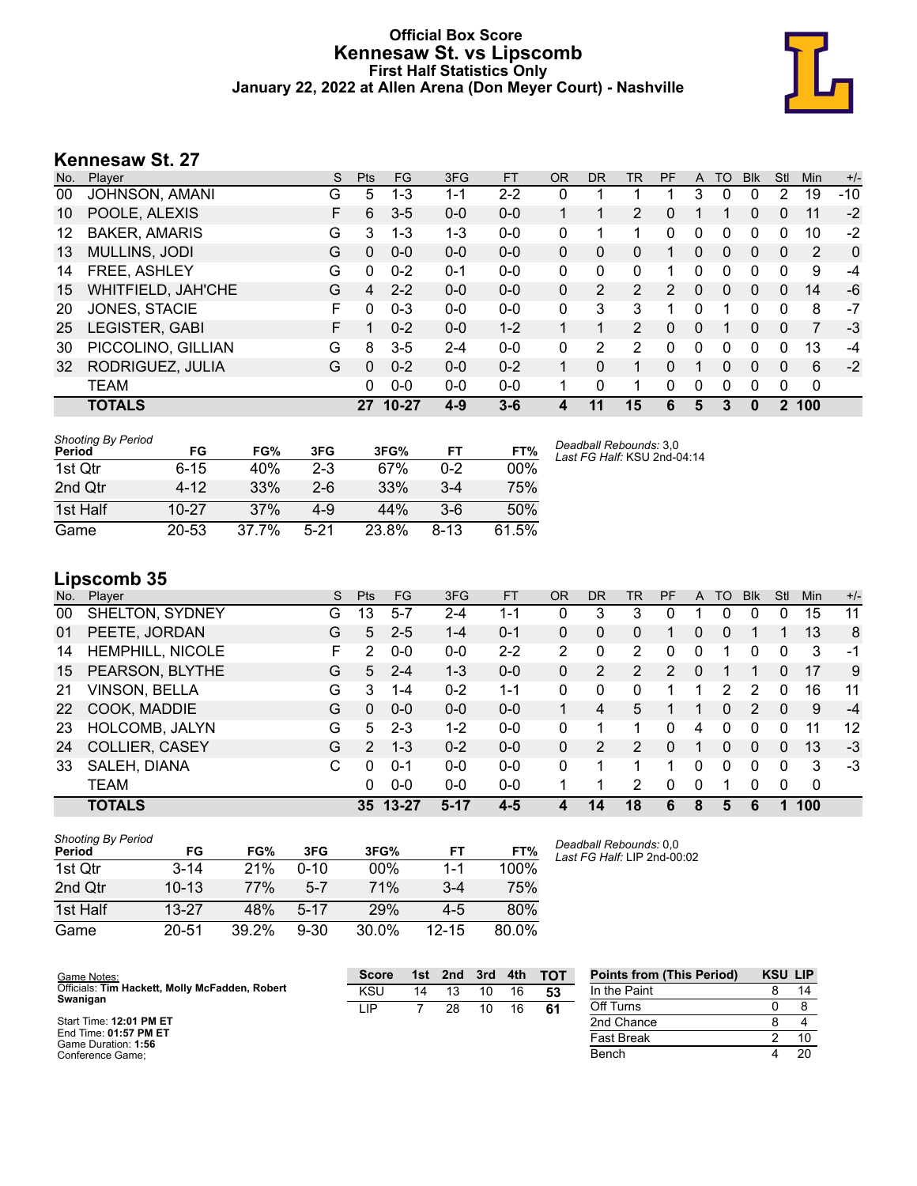# Official Box Score
## Kennesaw St. vs Lipscomb
### First Half Statistics Only
### January 22, 2022 at Allen Arena (Don Meyer Court) - Nashville

## Kennesaw St. 27

| No. | Player | S | Pts | FG | 3FG | FT | OR | DR | TR | PF | A | TO | Blk | Stl | Min | +/- |
|---|---|---|---|---|---|---|---|---|---|---|---|---|---|---|---|---|
| 00 | JOHNSON, AMANI | G | 5 | 1-3 | 1-1 | 2-2 | 0 | 1 | 1 | 1 | 3 | 0 | 0 | 2 | 19 | -10 |
| 10 | POOLE, ALEXIS | F | 6 | 3-5 | 0-0 | 0-0 | 1 | 1 | 2 | 0 | 1 | 1 | 0 | 0 | 11 | -2 |
| 12 | BAKER, AMARIS | G | 3 | 1-3 | 1-3 | 0-0 | 0 | 1 | 1 | 0 | 0 | 0 | 0 | 0 | 10 | -2 |
| 13 | MULLINS, JODI | G | 0 | 0-0 | 0-0 | 0-0 | 0 | 0 | 0 | 1 | 0 | 0 | 0 | 0 | 2 | 0 |
| 14 | FREE, ASHLEY | G | 0 | 0-2 | 0-1 | 0-0 | 0 | 0 | 0 | 1 | 0 | 0 | 0 | 0 | 9 | -4 |
| 15 | WHITFIELD, JAH'CHE | G | 4 | 2-2 | 0-0 | 0-0 | 0 | 2 | 2 | 2 | 0 | 0 | 0 | 0 | 14 | -6 |
| 20 | JONES, STACIE | F | 0 | 0-3 | 0-0 | 0-0 | 0 | 3 | 3 | 1 | 0 | 1 | 0 | 0 | 8 | -7 |
| 25 | LEGISTER, GABI | F | 1 | 0-2 | 0-0 | 1-2 | 1 | 1 | 2 | 0 | 0 | 1 | 0 | 0 | 7 | -3 |
| 30 | PICCOLINO, GILLIAN | G | 8 | 3-5 | 2-4 | 0-0 | 0 | 2 | 2 | 0 | 0 | 0 | 0 | 0 | 13 | -4 |
| 32 | RODRIGUEZ, JULIA | G | 0 | 0-2 | 0-0 | 0-2 | 1 | 0 | 1 | 0 | 1 | 0 | 0 | 0 | 6 | -2 |
| | TEAM | | 0 | 0-0 | 0-0 | 0-0 | 1 | 0 | 1 | 0 | 0 | 0 | 0 | 0 | 0 | |
| | **TOTALS** | | **27** | **10-27** | **4-9** | **3-6** | **4** | **11** | **15** | **6** | **5** | **3** | **0** | **2** | **100** | |

*Shooting By Period*

| Period | FG | FG% | 3FG | 3FG% | FT | FT% |
|---|---|---|---|---|---|---|
| 1st Qtr | 6-15 | 40% | 2-3 | 67% | 0-2 | 00% |
| 2nd Qtr | 4-12 | 33% | 2-6 | 33% | 3-4 | 75% |
| 1st Half | 10-27 | 37% | 4-9 | 44% | 3-6 | 50% |
| Game | 20-53 | 37.7% | 5-21 | 23.8% | 8-13 | 61.5% |

*Deadball Rebounds:* 3,0
*Last FG Half:* KSU 2nd-04:14

## Lipscomb 35

| No. | Player | S | Pts | FG | 3FG | FT | OR | DR | TR | PF | A | TO | Blk | Stl | Min | +/- |
|---|---|---|---|---|---|---|---|---|---|---|---|---|---|---|---|---|
| 00 | SHELTON, SYDNEY | G | 13 | 5-7 | 2-4 | 1-1 | 0 | 3 | 3 | 0 | 1 | 0 | 0 | 0 | 15 | 11 |
| 01 | PEETE, JORDAN | G | 5 | 2-5 | 1-4 | 0-1 | 0 | 0 | 0 | 1 | 0 | 0 | 1 | 1 | 13 | 8 |
| 14 | HEMPHILL, NICOLE | F | 2 | 0-0 | 0-0 | 2-2 | 2 | 0 | 2 | 0 | 0 | 1 | 0 | 0 | 3 | -1 |
| 15 | PEARSON, BLYTHE | G | 5 | 2-4 | 1-3 | 0-0 | 0 | 2 | 2 | 2 | 0 | 1 | 1 | 0 | 17 | 9 |
| 21 | VINSON, BELLA | G | 3 | 1-4 | 0-2 | 1-1 | 0 | 0 | 0 | 1 | 1 | 2 | 2 | 0 | 16 | 11 |
| 22 | COOK, MADDIE | G | 0 | 0-0 | 0-0 | 0-0 | 1 | 4 | 5 | 1 | 1 | 0 | 2 | 0 | 9 | -4 |
| 23 | HOLCOMB, JALYN | G | 5 | 2-3 | 1-2 | 0-0 | 0 | 1 | 1 | 0 | 4 | 0 | 0 | 0 | 11 | 12 |
| 24 | COLLIER, CASEY | G | 2 | 1-3 | 0-2 | 0-0 | 0 | 2 | 2 | 0 | 1 | 0 | 0 | 0 | 13 | -3 |
| 33 | SALEH, DIANA | C | 0 | 0-1 | 0-0 | 0-0 | 0 | 1 | 1 | 1 | 0 | 0 | 0 | 0 | 3 | -3 |
| | TEAM | | 0 | 0-0 | 0-0 | 0-0 | 1 | 1 | 2 | 0 | 0 | 1 | 0 | 0 | 0 | |
| | **TOTALS** | | **35** | **13-27** | **5-17** | **4-5** | **4** | **14** | **18** | **6** | **8** | **5** | **6** | **1** | **100** | |

*Shooting By Period*

| Period | FG | FG% | 3FG | 3FG% | FT | FT% |
|---|---|---|---|---|---|---|
| 1st Qtr | 3-14 | 21% | 0-10 | 00% | 1-1 | 100% |
| 2nd Qtr | 10-13 | 77% | 5-7 | 71% | 3-4 | 75% |
| 1st Half | 13-27 | 48% | 5-17 | 29% | 4-5 | 80% |
| Game | 20-51 | 39.2% | 9-30 | 30.0% | 12-15 | 80.0% |

*Deadball Rebounds:* 0,0
*Last FG Half:* LIP 2nd-00:02

Game Notes:
Officials: **Tim Hackett, Molly McFadden, Robert Swanigan**

Start Time: **12:01 PM ET**
End Time: **01:57 PM ET**
Game Duration: **1:56**
Conference Game;

| Score | 1st | 2nd | 3rd | 4th | TOT |
|---|---|---|---|---|---|
| KSU | 14 | 13 | 10 | 16 | **53** |
| LIP | 7 | 28 | 10 | 16 | **61** |

| Points from (This Period) | KSU | LIP |
|---|---|---|
| In the Paint | 8 | 14 |
| Off Turns | 0 | 8 |
| 2nd Chance | 8 | 4 |
| Fast Break | 2 | 10 |
| Bench | 4 | 20 |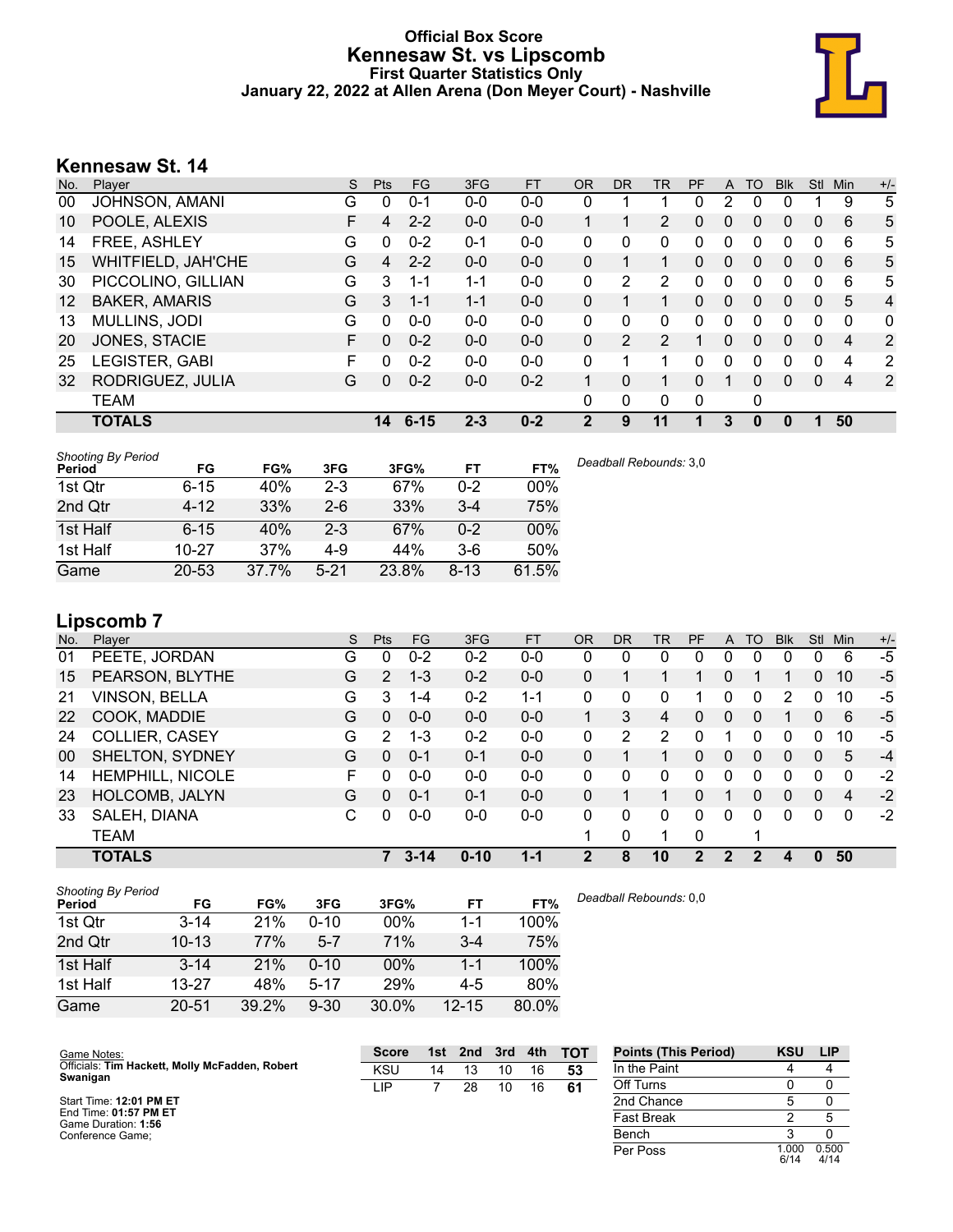# Official Box Score
## Kennesaw St. vs Lipscomb
### First Quarter Statistics Only
### January 22, 2022 at Allen Arena (Don Meyer Court) - Nashville

## Kennesaw St. 14

| No. | Player | S | Pts | FG | 3FG | FT | OR | DR | TR | PF | A | TO | Blk | Stl | Min | +/- |
|---|---|---|---|---|---|---|---|---|---|---|---|---|---|---|---|---|
| 00 | JOHNSON, AMANI | G | 0 | 0-1 | 0-0 | 0-0 | 0 | 1 | 1 | 0 | 2 | 0 | 0 | 1 | 9 | 5 |
| 10 | POOLE, ALEXIS | F | 4 | 2-2 | 0-0 | 0-0 | 1 | 1 | 2 | 0 | 0 | 0 | 0 | 0 | 6 | 5 |
| 14 | FREE, ASHLEY | G | 0 | 0-2 | 0-1 | 0-0 | 0 | 0 | 0 | 0 | 0 | 0 | 0 | 0 | 6 | 5 |
| 15 | WHITFIELD, JAH'CHE | G | 4 | 2-2 | 0-0 | 0-0 | 0 | 1 | 1 | 0 | 0 | 0 | 0 | 0 | 6 | 5 |
| 30 | PICCOLINO, GILLIAN | G | 3 | 1-1 | 1-1 | 0-0 | 0 | 2 | 2 | 0 | 0 | 0 | 0 | 0 | 6 | 5 |
| 12 | BAKER, AMARIS | G | 3 | 1-1 | 1-1 | 0-0 | 0 | 1 | 1 | 0 | 0 | 0 | 0 | 0 | 5 | 4 |
| 13 | MULLINS, JODI | G | 0 | 0-0 | 0-0 | 0-0 | 0 | 0 | 0 | 0 | 0 | 0 | 0 | 0 | 0 | 0 |
| 20 | JONES, STACIE | F | 0 | 0-2 | 0-0 | 0-0 | 0 | 2 | 2 | 1 | 0 | 0 | 0 | 0 | 4 | 2 |
| 25 | LEGISTER, GABI | F | 0 | 0-2 | 0-0 | 0-0 | 0 | 1 | 1 | 0 | 0 | 0 | 0 | 0 | 4 | 2 |
| 32 | RODRIGUEZ, JULIA | G | 0 | 0-2 | 0-0 | 0-2 | 1 | 0 | 1 | 0 | 1 | 0 | 0 | 0 | 4 | 2 |
| | TEAM | | | | | | 0 | 0 | 0 | 0 | | 0 | | | | |
| | **TOTALS** | | **14** | **6-15** | **2-3** | **0-2** | **2** | **9** | **11** | **1** | **3** | **0** | **0** | **1** | **50** | |

*Shooting By Period*

| Period | FG | FG% | 3FG | 3FG% | FT | FT% |
|---|---|---|---|---|---|---|
| 1st Qtr | 6-15 | 40% | 2-3 | 67% | 0-2 | 00% |
| 2nd Qtr | 4-12 | 33% | 2-6 | 33% | 3-4 | 75% |
| 1st Half | 6-15 | 40% | 2-3 | 67% | 0-2 | 00% |
| 1st Half | 10-27 | 37% | 4-9 | 44% | 3-6 | 50% |
| Game | 20-53 | 37.7% | 5-21 | 23.8% | 8-13 | 61.5% |

*Deadball Rebounds:* 3,0

## Lipscomb 7

| No. | Player | S | Pts | FG | 3FG | FT | OR | DR | TR | PF | A | TO | Blk | Stl | Min | +/- |
|---|---|---|---|---|---|---|---|---|---|---|---|---|---|---|---|---|
| 01 | PEETE, JORDAN | G | 0 | 0-2 | 0-2 | 0-0 | 0 | 0 | 0 | 0 | 0 | 0 | 0 | 0 | 6 | -5 |
| 15 | PEARSON, BLYTHE | G | 2 | 1-3 | 0-2 | 0-0 | 0 | 1 | 1 | 1 | 0 | 1 | 1 | 0 | 10 | -5 |
| 21 | VINSON, BELLA | G | 3 | 1-4 | 0-2 | 1-1 | 0 | 0 | 0 | 1 | 0 | 0 | 2 | 0 | 10 | -5 |
| 22 | COOK, MADDIE | G | 0 | 0-0 | 0-0 | 0-0 | 1 | 3 | 4 | 0 | 0 | 0 | 1 | 0 | 6 | -5 |
| 24 | COLLIER, CASEY | G | 2 | 1-3 | 0-2 | 0-0 | 0 | 2 | 2 | 0 | 1 | 0 | 0 | 0 | 10 | -5 |
| 00 | SHELTON, SYDNEY | G | 0 | 0-1 | 0-1 | 0-0 | 0 | 1 | 1 | 0 | 0 | 0 | 0 | 0 | 5 | -4 |
| 14 | HEMPHILL, NICOLE | F | 0 | 0-0 | 0-0 | 0-0 | 0 | 0 | 0 | 0 | 0 | 0 | 0 | 0 | 0 | -2 |
| 23 | HOLCOMB, JALYN | G | 0 | 0-1 | 0-1 | 0-0 | 0 | 1 | 1 | 0 | 1 | 0 | 0 | 0 | 4 | -2 |
| 33 | SALEH, DIANA | C | 0 | 0-0 | 0-0 | 0-0 | 0 | 0 | 0 | 0 | 0 | 0 | 0 | 0 | 0 | -2 |
| | TEAM | | | | | | 1 | 0 | 1 | 0 | | 1 | | | | |
| | **TOTALS** | | **7** | **3-14** | **0-10** | **1-1** | **2** | **8** | **10** | **2** | **2** | **2** | **4** | **0** | **50** | |

*Shooting By Period*

| Period | FG | FG% | 3FG | 3FG% | FT | FT% |
|---|---|---|---|---|---|---|
| 1st Qtr | 3-14 | 21% | 0-10 | 00% | 1-1 | 100% |
| 2nd Qtr | 10-13 | 77% | 5-7 | 71% | 3-4 | 75% |
| 1st Half | 3-14 | 21% | 0-10 | 00% | 1-1 | 100% |
| 1st Half | 13-27 | 48% | 5-17 | 29% | 4-5 | 80% |
| Game | 20-51 | 39.2% | 9-30 | 30.0% | 12-15 | 80.0% |

*Deadball Rebounds:* 0,0

Game Notes:
Officials: **Tim Hackett, Molly McFadden, Robert Swanigan**

Start Time: **12:01 PM ET**
End Time: **01:57 PM ET**
Game Duration: **1:56**
Conference Game;

| Score | 1st | 2nd | 3rd | 4th | TOT |
|---|---|---|---|---|---|
| KSU | 14 | 13 | 10 | 16 | **53** |
| LIP | 7 | 28 | 10 | 16 | **61** |

| Points (This Period) | KSU | LIP |
|---|---|---|
| In the Paint | 4 | 4 |
| Off Turns | 0 | 0 |
| 2nd Chance | 5 | 0 |
| Fast Break | 2 | 5 |
| Bench | 3 | 0 |
| Per Poss | 1.000 6/14 | 0.500 4/14 |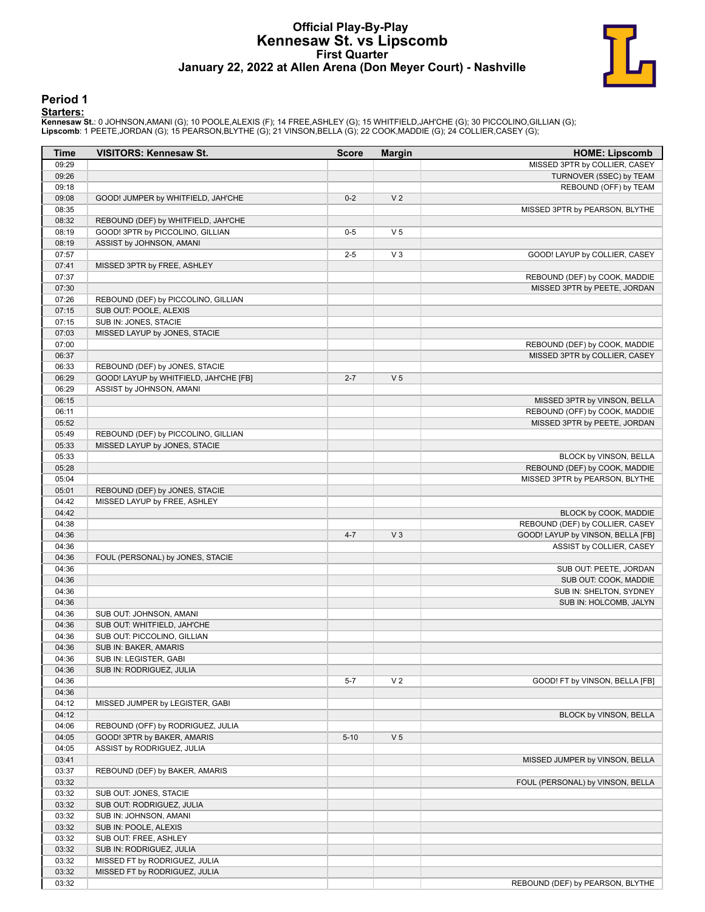# Official Play-By-Play
## Kennesaw St. vs Lipscomb
### First Quarter
### January 22, 2022 at Allen Arena (Don Meyer Court) - Nashville

## Period 1

**Starters:**

**Kennesaw St.**: 0 JOHNSON,AMANI (G); 10 POOLE,ALEXIS (F); 14 FREE,ASHLEY (G); 15 WHITFIELD,JAH'CHE (G); 30 PICCOLINO,GILLIAN (G);
**Lipscomb**: 1 PEETE,JORDAN (G); 15 PEARSON,BLYTHE (G); 21 VINSON,BELLA (G); 22 COOK,MADDIE (G); 24 COLLIER,CASEY (G);

| Time | VISITORS: Kennesaw St. | Score | Margin | HOME: Lipscomb |
|---|---|---|---|---|
| 09:29 | | | | MISSED 3PTR by COLLIER, CASEY |
| 09:26 | | | | TURNOVER (5SEC) by TEAM |
| 09:18 | | | | REBOUND (OFF) by TEAM |
| 09:08 | GOOD! JUMPER by WHITFIELD, JAH'CHE | 0-2 | V 2 | |
| 08:35 | | | | MISSED 3PTR by PEARSON, BLYTHE |
| 08:32 | REBOUND (DEF) by WHITFIELD, JAH'CHE | | | |
| 08:19 | GOOD! 3PTR by PICCOLINO, GILLIAN | 0-5 | V 5 | |
| 08:19 | ASSIST by JOHNSON, AMANI | | | |
| 07:57 | | 2-5 | V 3 | GOOD! LAYUP by COLLIER, CASEY |
| 07:41 | MISSED 3PTR by FREE, ASHLEY | | | |
| 07:37 | | | | REBOUND (DEF) by COOK, MADDIE |
| 07:30 | | | | MISSED 3PTR by PEETE, JORDAN |
| 07:26 | REBOUND (DEF) by PICCOLINO, GILLIAN | | | |
| 07:15 | SUB OUT: POOLE, ALEXIS | | | |
| 07:15 | SUB IN: JONES, STACIE | | | |
| 07:03 | MISSED LAYUP by JONES, STACIE | | | |
| 07:00 | | | | REBOUND (DEF) by COOK, MADDIE |
| 06:37 | | | | MISSED 3PTR by COLLIER, CASEY |
| 06:33 | REBOUND (DEF) by JONES, STACIE | | | |
| 06:29 | GOOD! LAYUP by WHITFIELD, JAH'CHE [FB] | 2-7 | V 5 | |
| 06:29 | ASSIST by JOHNSON, AMANI | | | |
| 06:15 | | | | MISSED 3PTR by VINSON, BELLA |
| 06:11 | | | | REBOUND (OFF) by COOK, MADDIE |
| 05:52 | | | | MISSED 3PTR by PEETE, JORDAN |
| 05:49 | REBOUND (DEF) by PICCOLINO, GILLIAN | | | |
| 05:33 | MISSED LAYUP by JONES, STACIE | | | |
| 05:33 | | | | BLOCK by VINSON, BELLA |
| 05:28 | | | | REBOUND (DEF) by COOK, MADDIE |
| 05:04 | | | | MISSED 3PTR by PEARSON, BLYTHE |
| 05:01 | REBOUND (DEF) by JONES, STACIE | | | |
| 04:42 | MISSED LAYUP by FREE, ASHLEY | | | |
| 04:42 | | | | BLOCK by COOK, MADDIE |
| 04:38 | | | | REBOUND (DEF) by COLLIER, CASEY |
| 04:36 | | 4-7 | V 3 | GOOD! LAYUP by VINSON, BELLA [FB] |
| 04:36 | | | | ASSIST by COLLIER, CASEY |
| 04:36 | FOUL (PERSONAL) by JONES, STACIE | | | |
| 04:36 | | | | SUB OUT: PEETE, JORDAN |
| 04:36 | | | | SUB OUT: COOK, MADDIE |
| 04:36 | | | | SUB IN: SHELTON, SYDNEY |
| 04:36 | | | | SUB IN: HOLCOMB, JALYN |
| 04:36 | SUB OUT: JOHNSON, AMANI | | | |
| 04:36 | SUB OUT: WHITFIELD, JAH'CHE | | | |
| 04:36 | SUB OUT: PICCOLINO, GILLIAN | | | |
| 04:36 | SUB IN: BAKER, AMARIS | | | |
| 04:36 | SUB IN: LEGISTER, GABI | | | |
| 04:36 | SUB IN: RODRIGUEZ, JULIA | | | |
| 04:36 | | 5-7 | V 2 | GOOD! FT by VINSON, BELLA [FB] |
| 04:36 | | | | |
| 04:12 | MISSED JUMPER by LEGISTER, GABI | | | |
| 04:12 | | | | BLOCK by VINSON, BELLA |
| 04:06 | REBOUND (OFF) by RODRIGUEZ, JULIA | | | |
| 04:05 | GOOD! 3PTR by BAKER, AMARIS | 5-10 | V 5 | |
| 04:05 | ASSIST by RODRIGUEZ, JULIA | | | |
| 03:41 | | | | MISSED JUMPER by VINSON, BELLA |
| 03:37 | REBOUND (DEF) by BAKER, AMARIS | | | |
| 03:32 | | | | FOUL (PERSONAL) by VINSON, BELLA |
| 03:32 | SUB OUT: JONES, STACIE | | | |
| 03:32 | SUB OUT: RODRIGUEZ, JULIA | | | |
| 03:32 | SUB IN: JOHNSON, AMANI | | | |
| 03:32 | SUB IN: POOLE, ALEXIS | | | |
| 03:32 | SUB OUT: FREE, ASHLEY | | | |
| 03:32 | SUB IN: RODRIGUEZ, JULIA | | | |
| 03:32 | MISSED FT by RODRIGUEZ, JULIA | | | |
| 03:32 | MISSED FT by RODRIGUEZ, JULIA | | | |
| 03:32 | | | | REBOUND (DEF) by PEARSON, BLYTHE |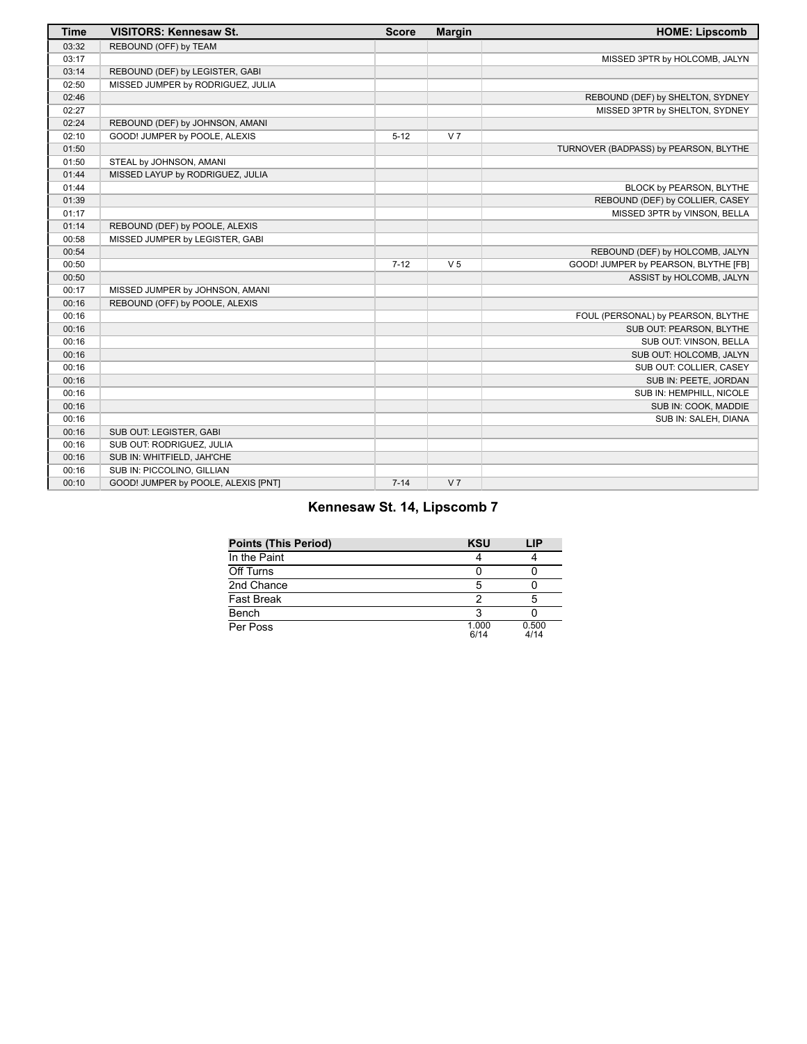| Time | VISITORS: Kennesaw St. | Score | Margin | HOME: Lipscomb |
|---|---|---|---|---|
| 03:32 | REBOUND (OFF) by TEAM | | | |
| 03:17 | | | | MISSED 3PTR by HOLCOMB, JALYN |
| 03:14 | REBOUND (DEF) by LEGISTER, GABI | | | |
| 02:50 | MISSED JUMPER by RODRIGUEZ, JULIA | | | |
| 02:46 | | | | REBOUND (DEF) by SHELTON, SYDNEY |
| 02:27 | | | | MISSED 3PTR by SHELTON, SYDNEY |
| 02:24 | REBOUND (DEF) by JOHNSON, AMANI | | | |
| 02:10 | GOOD! JUMPER by POOLE, ALEXIS | 5-12 | V 7 | |
| 01:50 | | | | TURNOVER (BADPASS) by PEARSON, BLYTHE |
| 01:50 | STEAL by JOHNSON, AMANI | | | |
| 01:44 | MISSED LAYUP by RODRIGUEZ, JULIA | | | |
| 01:44 | | | | BLOCK by PEARSON, BLYTHE |
| 01:39 | | | | REBOUND (DEF) by COLLIER, CASEY |
| 01:17 | | | | MISSED 3PTR by VINSON, BELLA |
| 01:14 | REBOUND (DEF) by POOLE, ALEXIS | | | |
| 00:58 | MISSED JUMPER by LEGISTER, GABI | | | |
| 00:54 | | | | REBOUND (DEF) by HOLCOMB, JALYN |
| 00:50 | | 7-12 | V 5 | GOOD! JUMPER by PEARSON, BLYTHE [FB] |
| 00:50 | | | | ASSIST by HOLCOMB, JALYN |
| 00:17 | MISSED JUMPER by JOHNSON, AMANI | | | |
| 00:16 | REBOUND (OFF) by POOLE, ALEXIS | | | |
| 00:16 | | | | FOUL (PERSONAL) by PEARSON, BLYTHE |
| 00:16 | | | | SUB OUT: PEARSON, BLYTHE |
| 00:16 | | | | SUB OUT: VINSON, BELLA |
| 00:16 | | | | SUB OUT: HOLCOMB, JALYN |
| 00:16 | | | | SUB OUT: COLLIER, CASEY |
| 00:16 | | | | SUB IN: PEETE, JORDAN |
| 00:16 | | | | SUB IN: HEMPHILL, NICOLE |
| 00:16 | | | | SUB IN: COOK, MADDIE |
| 00:16 | | | | SUB IN: SALEH, DIANA |
| 00:16 | SUB OUT: LEGISTER, GABI | | | |
| 00:16 | SUB OUT: RODRIGUEZ, JULIA | | | |
| 00:16 | SUB IN: WHITFIELD, JAH'CHE | | | |
| 00:16 | SUB IN: PICCOLINO, GILLIAN | | | |
| 00:10 | GOOD! JUMPER by POOLE, ALEXIS [PNT] | 7-14 | V 7 | |

## Kennesaw St. 14, Lipscomb 7

| Points (This Period) | KSU | LIP |
|---|---|---|
| In the Paint | 4 | 4 |
| Off Turns | 0 | 0 |
| 2nd Chance | 5 | 0 |
| Fast Break | 2 | 5 |
| Bench | 3 | 0 |
| Per Poss | 1.000 6/14 | 0.500 4/14 |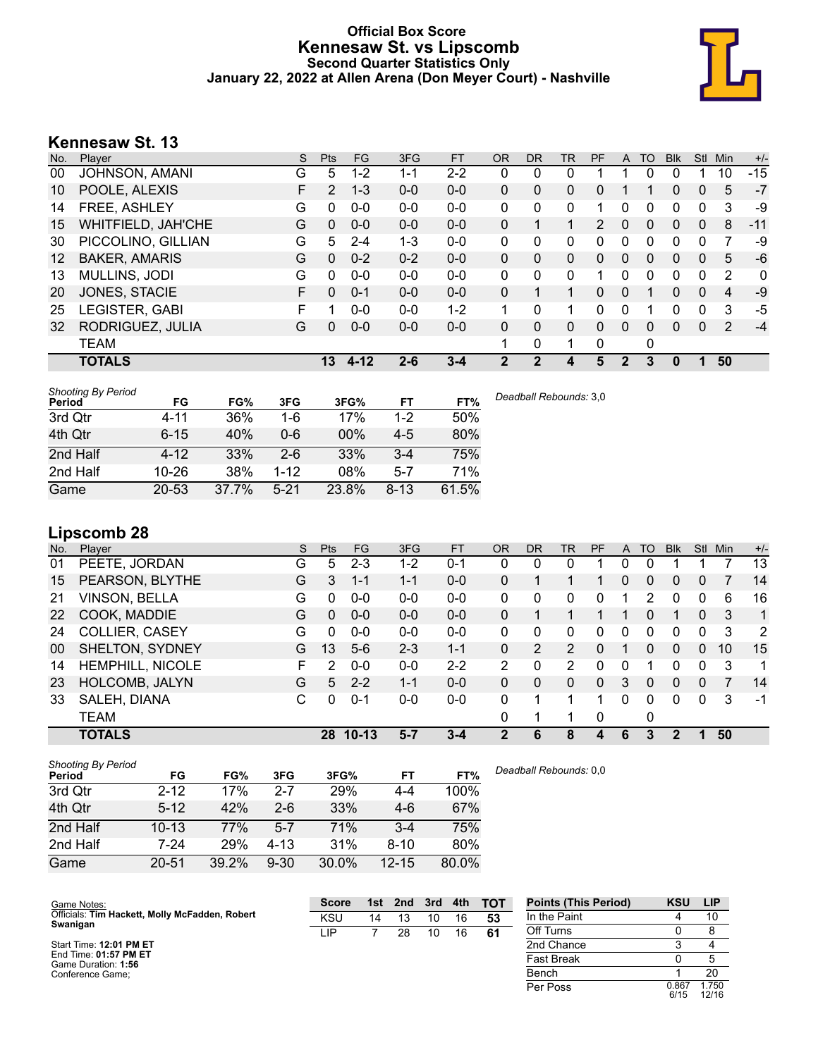# Official Box Score
## Kennesaw St. vs Lipscomb
### Second Quarter Statistics Only
### January 22, 2022 at Allen Arena (Don Meyer Court) - Nashville

## Kennesaw St. 13

| No. | Player | S | Pts | FG | 3FG | FT | OR | DR | TR | PF | A | TO | Blk | Stl | Min | +/- |
|---|---|---|---|---|---|---|---|---|---|---|---|---|---|---|---|---|
| 00 | JOHNSON, AMANI | G | 5 | 1-2 | 1-1 | 2-2 | 0 | 0 | 0 | 1 | 1 | 0 | 0 | 1 | 10 | -15 |
| 10 | POOLE, ALEXIS | F | 2 | 1-3 | 0-0 | 0-0 | 0 | 0 | 0 | 0 | 1 | 1 | 0 | 0 | 5 | -7 |
| 14 | FREE, ASHLEY | G | 0 | 0-0 | 0-0 | 0-0 | 0 | 0 | 0 | 1 | 0 | 0 | 0 | 0 | 3 | -9 |
| 15 | WHITFIELD, JAH'CHE | G | 0 | 0-0 | 0-0 | 0-0 | 0 | 1 | 1 | 2 | 0 | 0 | 0 | 0 | 8 | -11 |
| 30 | PICCOLINO, GILLIAN | G | 5 | 2-4 | 1-3 | 0-0 | 0 | 0 | 0 | 0 | 0 | 0 | 0 | 0 | 7 | -9 |
| 12 | BAKER, AMARIS | G | 0 | 0-2 | 0-2 | 0-0 | 0 | 0 | 0 | 0 | 0 | 0 | 0 | 0 | 5 | -6 |
| 13 | MULLINS, JODI | G | 0 | 0-0 | 0-0 | 0-0 | 0 | 0 | 0 | 1 | 0 | 0 | 0 | 0 | 2 | 0 |
| 20 | JONES, STACIE | F | 0 | 0-1 | 0-0 | 0-0 | 0 | 1 | 1 | 0 | 0 | 1 | 0 | 0 | 4 | -9 |
| 25 | LEGISTER, GABI | F | 1 | 0-0 | 0-0 | 1-2 | 1 | 0 | 1 | 0 | 0 | 1 | 0 | 0 | 3 | -5 |
| 32 | RODRIGUEZ, JULIA | G | 0 | 0-0 | 0-0 | 0-0 | 0 | 0 | 0 | 0 | 0 | 0 | 0 | 0 | 2 | -4 |
| | TEAM | | | | | | 1 | 0 | 1 | 0 | | 0 | | | | |
| | **TOTALS** | | **13** | **4-12** | **2-6** | **3-4** | **2** | **2** | **4** | **5** | **2** | **3** | **0** | **1** | **50** | |

*Shooting By Period*

| Period | FG | FG% | 3FG | 3FG% | FT | FT% |
|---|---|---|---|---|---|---|
| 3rd Qtr | 4-11 | 36% | 1-6 | 17% | 1-2 | 50% |
| 4th Qtr | 6-15 | 40% | 0-6 | 00% | 4-5 | 80% |
| 2nd Half | 4-12 | 33% | 2-6 | 33% | 3-4 | 75% |
| 2nd Half | 10-26 | 38% | 1-12 | 08% | 5-7 | 71% |
| Game | 20-53 | 37.7% | 5-21 | 23.8% | 8-13 | 61.5% |

*Deadball Rebounds:* 3,0

## Lipscomb 28

| No. | Player | S | Pts | FG | 3FG | FT | OR | DR | TR | PF | A | TO | Blk | Stl | Min | +/- |
|---|---|---|---|---|---|---|---|---|---|---|---|---|---|---|---|---|
| 01 | PEETE, JORDAN | G | 5 | 2-3 | 1-2 | 0-1 | 0 | 0 | 0 | 1 | 0 | 0 | 1 | 1 | 7 | 13 |
| 15 | PEARSON, BLYTHE | G | 3 | 1-1 | 1-1 | 0-0 | 0 | 1 | 1 | 1 | 0 | 0 | 0 | 0 | 7 | 14 |
| 21 | VINSON, BELLA | G | 0 | 0-0 | 0-0 | 0-0 | 0 | 0 | 0 | 0 | 1 | 2 | 0 | 0 | 6 | 16 |
| 22 | COOK, MADDIE | G | 0 | 0-0 | 0-0 | 0-0 | 0 | 1 | 1 | 1 | 1 | 0 | 1 | 0 | 3 | 1 |
| 24 | COLLIER, CASEY | G | 0 | 0-0 | 0-0 | 0-0 | 0 | 0 | 0 | 0 | 0 | 0 | 0 | 0 | 3 | 2 |
| 00 | SHELTON, SYDNEY | G | 13 | 5-6 | 2-3 | 1-1 | 0 | 2 | 2 | 0 | 1 | 0 | 0 | 0 | 10 | 15 |
| 14 | HEMPHILL, NICOLE | F | 2 | 0-0 | 0-0 | 2-2 | 2 | 0 | 2 | 0 | 0 | 1 | 0 | 0 | 3 | 1 |
| 23 | HOLCOMB, JALYN | G | 5 | 2-2 | 1-1 | 0-0 | 0 | 0 | 0 | 0 | 3 | 0 | 0 | 0 | 7 | 14 |
| 33 | SALEH, DIANA | C | 0 | 0-1 | 0-0 | 0-0 | 0 | 1 | 1 | 1 | 0 | 0 | 0 | 0 | 3 | -1 |
| | TEAM | | | | | | 0 | 1 | 1 | 0 | | 0 | | | | |
| | **TOTALS** | | **28** | **10-13** | **5-7** | **3-4** | **2** | **6** | **8** | **4** | **6** | **3** | **2** | **1** | **50** | |

*Shooting By Period*

| Period | FG | FG% | 3FG | 3FG% | FT | FT% |
|---|---|---|---|---|---|---|
| 3rd Qtr | 2-12 | 17% | 2-7 | 29% | 4-4 | 100% |
| 4th Qtr | 5-12 | 42% | 2-6 | 33% | 4-6 | 67% |
| 2nd Half | 10-13 | 77% | 5-7 | 71% | 3-4 | 75% |
| 2nd Half | 7-24 | 29% | 4-13 | 31% | 8-10 | 80% |
| Game | 20-51 | 39.2% | 9-30 | 30.0% | 12-15 | 80.0% |

*Deadball Rebounds:* 0,0

Game Notes:
Officials: **Tim Hackett, Molly McFadden, Robert Swanigan**

Start Time: **12:01 PM ET**
End Time: **01:57 PM ET**
Game Duration: **1:56**
Conference Game;

| Score | 1st | 2nd | 3rd | 4th | TOT |
|---|---|---|---|---|---|
| KSU | 14 | 13 | 10 | 16 | **53** |
| LIP | 7 | 28 | 10 | 16 | **61** |

| Points (This Period) | KSU | LIP |
|---|---|---|
| In the Paint | 4 | 10 |
| Off Turns | 0 | 8 |
| 2nd Chance | 3 | 4 |
| Fast Break | 0 | 5 |
| Bench | 1 | 20 |
| Per Poss | 0.867 6/15 | 1.750 12/16 |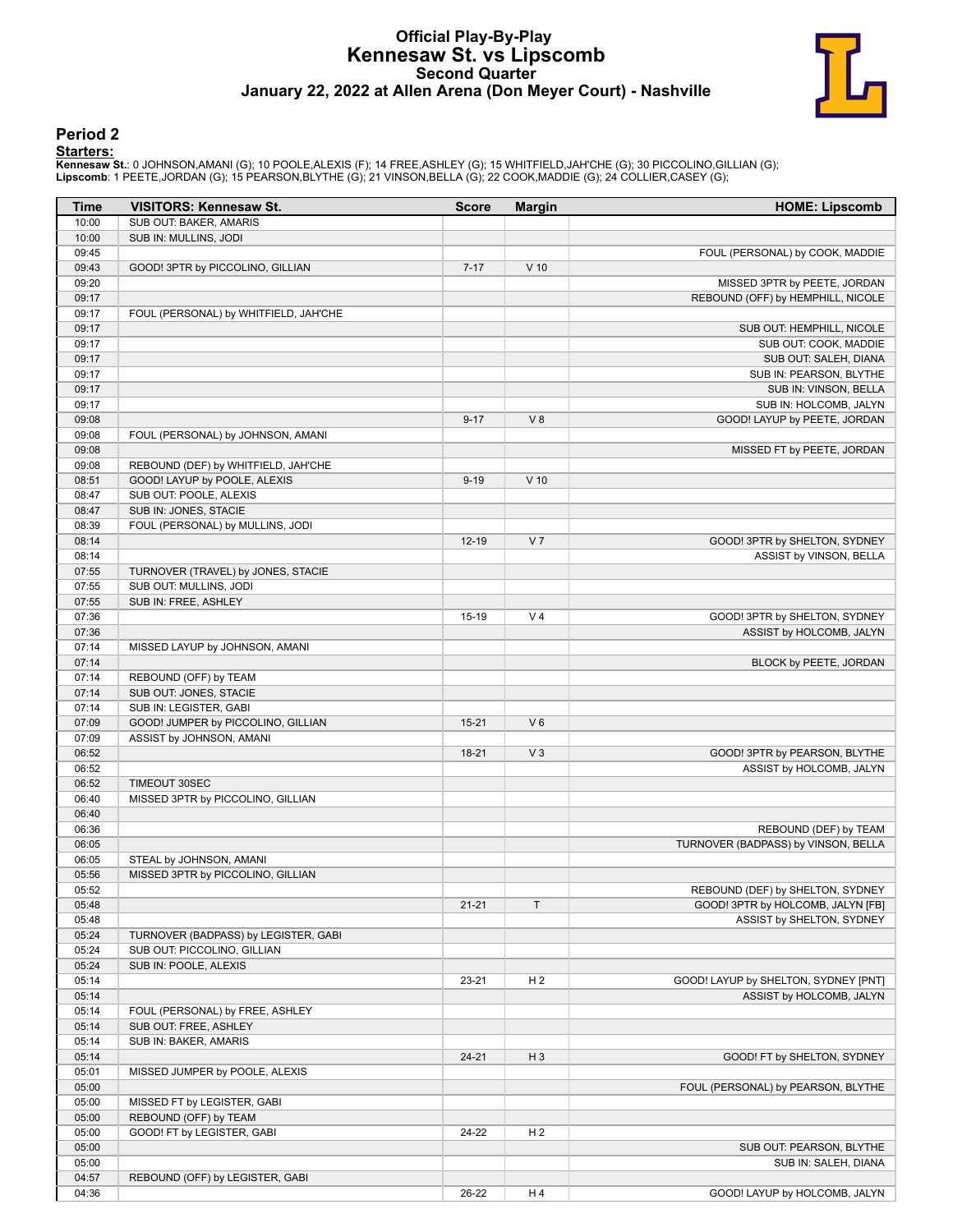# Official Play-By-Play
## Kennesaw St. vs Lipscomb
### Second Quarter
### January 22, 2022 at Allen Arena (Don Meyer Court) - Nashville

## Period 2

**Starters:**

**Kennesaw St.**: 0 JOHNSON,AMANI (G); 10 POOLE,ALEXIS (F); 14 FREE,ASHLEY (G); 15 WHITFIELD,JAH'CHE (G); 30 PICCOLINO,GILLIAN (G);
**Lipscomb**: 1 PEETE,JORDAN (G); 15 PEARSON,BLYTHE (G); 21 VINSON,BELLA (G); 22 COOK,MADDIE (G); 24 COLLIER,CASEY (G);

| Time | VISITORS: Kennesaw St. | Score | Margin | HOME: Lipscomb |
|---|---|---|---|---|
| 10:00 | SUB OUT: BAKER, AMARIS | | | |
| 10:00 | SUB IN: MULLINS, JODI | | | |
| 09:45 | | | | FOUL (PERSONAL) by COOK, MADDIE |
| 09:43 | GOOD! 3PTR by PICCOLINO, GILLIAN | 7-17 | V 10 | |
| 09:20 | | | | MISSED 3PTR by PEETE, JORDAN |
| 09:17 | | | | REBOUND (OFF) by HEMPHILL, NICOLE |
| 09:17 | FOUL (PERSONAL) by WHITFIELD, JAH'CHE | | | |
| 09:17 | | | | SUB OUT: HEMPHILL, NICOLE |
| 09:17 | | | | SUB OUT: COOK, MADDIE |
| 09:17 | | | | SUB OUT: SALEH, DIANA |
| 09:17 | | | | SUB IN: PEARSON, BLYTHE |
| 09:17 | | | | SUB IN: VINSON, BELLA |
| 09:17 | | | | SUB IN: HOLCOMB, JALYN |
| 09:08 | | 9-17 | V 8 | GOOD! LAYUP by PEETE, JORDAN |
| 09:08 | FOUL (PERSONAL) by JOHNSON, AMANI | | | |
| 09:08 | | | | MISSED FT by PEETE, JORDAN |
| 09:08 | REBOUND (DEF) by WHITFIELD, JAH'CHE | | | |
| 08:51 | GOOD! LAYUP by POOLE, ALEXIS | 9-19 | V 10 | |
| 08:47 | SUB OUT: POOLE, ALEXIS | | | |
| 08:47 | SUB IN: JONES, STACIE | | | |
| 08:39 | FOUL (PERSONAL) by MULLINS, JODI | | | |
| 08:14 | | 12-19 | V 7 | GOOD! 3PTR by SHELTON, SYDNEY |
| 08:14 | | | | ASSIST by VINSON, BELLA |
| 07:55 | TURNOVER (TRAVEL) by JONES, STACIE | | | |
| 07:55 | SUB OUT: MULLINS, JODI | | | |
| 07:55 | SUB IN: FREE, ASHLEY | | | |
| 07:36 | | 15-19 | V 4 | GOOD! 3PTR by SHELTON, SYDNEY |
| 07:36 | | | | ASSIST by HOLCOMB, JALYN |
| 07:14 | MISSED LAYUP by JOHNSON, AMANI | | | |
| 07:14 | | | | BLOCK by PEETE, JORDAN |
| 07:14 | REBOUND (OFF) by TEAM | | | |
| 07:14 | SUB OUT: JONES, STACIE | | | |
| 07:14 | SUB IN: LEGISTER, GABI | | | |
| 07:09 | GOOD! JUMPER by PICCOLINO, GILLIAN | 15-21 | V 6 | |
| 07:09 | ASSIST by JOHNSON, AMANI | | | |
| 06:52 | | 18-21 | V 3 | GOOD! 3PTR by PEARSON, BLYTHE |
| 06:52 | | | | ASSIST by HOLCOMB, JALYN |
| 06:52 | TIMEOUT 30SEC | | | |
| 06:40 | MISSED 3PTR by PICCOLINO, GILLIAN | | | |
| 06:40 | | | | |
| 06:36 | | | | REBOUND (DEF) by TEAM |
| 06:05 | | | | TURNOVER (BADPASS) by VINSON, BELLA |
| 06:05 | STEAL by JOHNSON, AMANI | | | |
| 05:56 | MISSED 3PTR by PICCOLINO, GILLIAN | | | |
| 05:52 | | | | REBOUND (DEF) by SHELTON, SYDNEY |
| 05:48 | | 21-21 | T | GOOD! 3PTR by HOLCOMB, JALYN [FB] |
| 05:48 | | | | ASSIST by SHELTON, SYDNEY |
| 05:24 | TURNOVER (BADPASS) by LEGISTER, GABI | | | |
| 05:24 | SUB OUT: PICCOLINO, GILLIAN | | | |
| 05:24 | SUB IN: POOLE, ALEXIS | | | |
| 05:14 | | 23-21 | H 2 | GOOD! LAYUP by SHELTON, SYDNEY [PNT] |
| 05:14 | | | | ASSIST by HOLCOMB, JALYN |
| 05:14 | FOUL (PERSONAL) by FREE, ASHLEY | | | |
| 05:14 | SUB OUT: FREE, ASHLEY | | | |
| 05:14 | SUB IN: BAKER, AMARIS | | | |
| 05:14 | | 24-21 | H 3 | GOOD! FT by SHELTON, SYDNEY |
| 05:01 | MISSED JUMPER by POOLE, ALEXIS | | | |
| 05:00 | | | | FOUL (PERSONAL) by PEARSON, BLYTHE |
| 05:00 | MISSED FT by LEGISTER, GABI | | | |
| 05:00 | REBOUND (OFF) by TEAM | | | |
| 05:00 | GOOD! FT by LEGISTER, GABI | 24-22 | H 2 | |
| 05:00 | | | | SUB OUT: PEARSON, BLYTHE |
| 05:00 | | | | SUB IN: SALEH, DIANA |
| 04:57 | REBOUND (OFF) by LEGISTER, GABI | | | |
| 04:36 | | 26-22 | H 4 | GOOD! LAYUP by HOLCOMB, JALYN |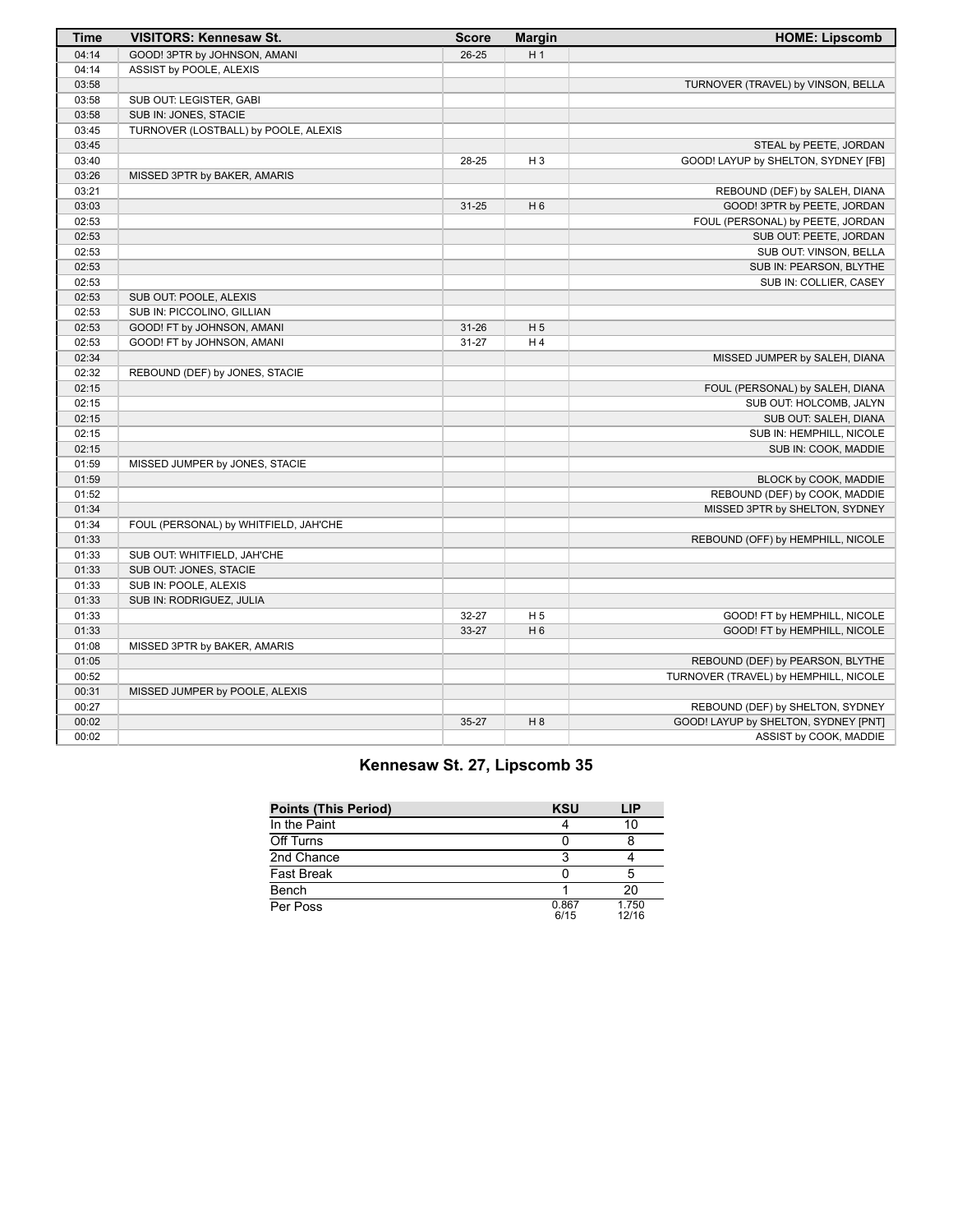| Time | VISITORS: Kennesaw St. | Score | Margin | HOME: Lipscomb |
|---|---|---|---|---|
| 04:14 | GOOD! 3PTR by JOHNSON, AMANI | 26-25 | H 1 | |
| 04:14 | ASSIST by POOLE, ALEXIS | | | |
| 03:58 | | | | TURNOVER (TRAVEL) by VINSON, BELLA |
| 03:58 | SUB OUT: LEGISTER, GABI | | | |
| 03:58 | SUB IN: JONES, STACIE | | | |
| 03:45 | TURNOVER (LOSTBALL) by POOLE, ALEXIS | | | |
| 03:45 | | | | STEAL by PEETE, JORDAN |
| 03:40 | | 28-25 | H 3 | GOOD! LAYUP by SHELTON, SYDNEY [FB] |
| 03:26 | MISSED 3PTR by BAKER, AMARIS | | | |
| 03:21 | | | | REBOUND (DEF) by SALEH, DIANA |
| 03:03 | | 31-25 | H 6 | GOOD! 3PTR by PEETE, JORDAN |
| 02:53 | | | | FOUL (PERSONAL) by PEETE, JORDAN |
| 02:53 | | | | SUB OUT: PEETE, JORDAN |
| 02:53 | | | | SUB OUT: VINSON, BELLA |
| 02:53 | | | | SUB IN: PEARSON, BLYTHE |
| 02:53 | | | | SUB IN: COLLIER, CASEY |
| 02:53 | SUB OUT: POOLE, ALEXIS | | | |
| 02:53 | SUB IN: PICCOLINO, GILLIAN | | | |
| 02:53 | GOOD! FT by JOHNSON, AMANI | 31-26 | H 5 | |
| 02:53 | GOOD! FT by JOHNSON, AMANI | 31-27 | H 4 | |
| 02:34 | | | | MISSED JUMPER by SALEH, DIANA |
| 02:32 | REBOUND (DEF) by JONES, STACIE | | | |
| 02:15 | | | | FOUL (PERSONAL) by SALEH, DIANA |
| 02:15 | | | | SUB OUT: HOLCOMB, JALYN |
| 02:15 | | | | SUB OUT: SALEH, DIANA |
| 02:15 | | | | SUB IN: HEMPHILL, NICOLE |
| 02:15 | | | | SUB IN: COOK, MADDIE |
| 01:59 | MISSED JUMPER by JONES, STACIE | | | |
| 01:59 | | | | BLOCK by COOK, MADDIE |
| 01:52 | | | | REBOUND (DEF) by COOK, MADDIE |
| 01:34 | | | | MISSED 3PTR by SHELTON, SYDNEY |
| 01:34 | FOUL (PERSONAL) by WHITFIELD, JAH'CHE | | | |
| 01:33 | | | | REBOUND (OFF) by HEMPHILL, NICOLE |
| 01:33 | SUB OUT: WHITFIELD, JAH'CHE | | | |
| 01:33 | SUB OUT: JONES, STACIE | | | |
| 01:33 | SUB IN: POOLE, ALEXIS | | | |
| 01:33 | SUB IN: RODRIGUEZ, JULIA | | | |
| 01:33 | | 32-27 | H 5 | GOOD! FT by HEMPHILL, NICOLE |
| 01:33 | | 33-27 | H 6 | GOOD! FT by HEMPHILL, NICOLE |
| 01:08 | MISSED 3PTR by BAKER, AMARIS | | | |
| 01:05 | | | | REBOUND (DEF) by PEARSON, BLYTHE |
| 00:52 | | | | TURNOVER (TRAVEL) by HEMPHILL, NICOLE |
| 00:31 | MISSED JUMPER by POOLE, ALEXIS | | | |
| 00:27 | | | | REBOUND (DEF) by SHELTON, SYDNEY |
| 00:02 | | 35-27 | H 8 | GOOD! LAYUP by SHELTON, SYDNEY [PNT] |
| 00:02 | | | | ASSIST by COOK, MADDIE |

## Kennesaw St. 27, Lipscomb 35

| Points (This Period) | KSU | LIP |
|---|---|---|
| In the Paint | 4 | 10 |
| Off Turns | 0 | 8 |
| 2nd Chance | 3 | 4 |
| Fast Break | 0 | 5 |
| Bench | 1 | 20 |
| Per Poss | 0.867 6/15 | 1.750 12/16 |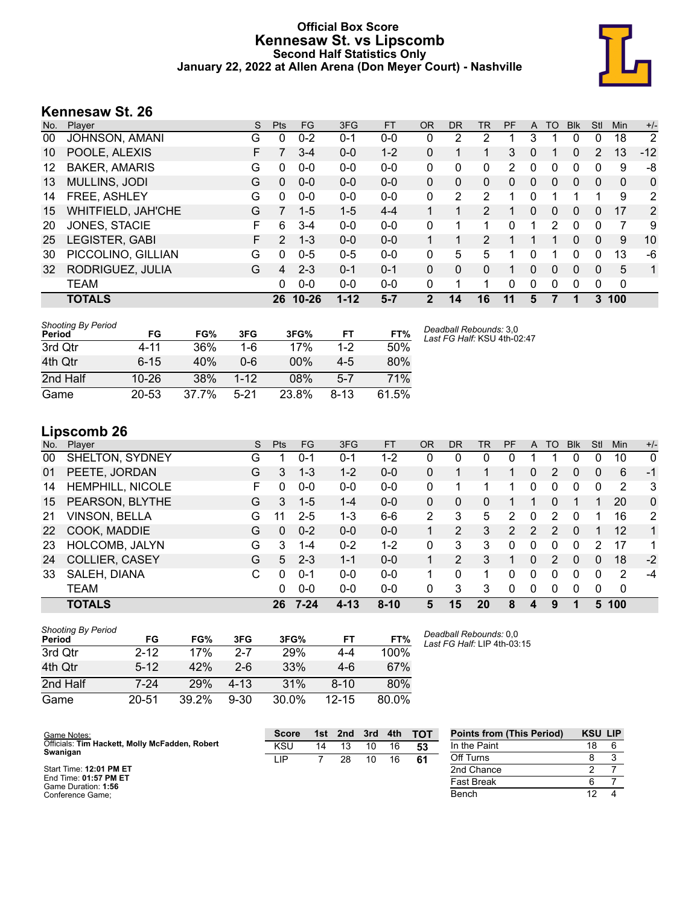# Official Box Score
## Kennesaw St. vs Lipscomb
### Second Half Statistics Only
### January 22, 2022 at Allen Arena (Don Meyer Court) - Nashville

## Kennesaw St. 26

| No. | Player | S | Pts | FG | 3FG | FT | OR | DR | TR | PF | A | TO | Blk | Stl | Min | +/- |
|---|---|---|---|---|---|---|---|---|---|---|---|---|---|---|---|---|
| 00 | JOHNSON, AMANI | G | 0 | 0-2 | 0-1 | 0-0 | 0 | 2 | 2 | 1 | 3 | 1 | 0 | 0 | 18 | 2 |
| 10 | POOLE, ALEXIS | F | 7 | 3-4 | 0-0 | 1-2 | 0 | 1 | 1 | 3 | 0 | 1 | 0 | 2 | 13 | -12 |
| 12 | BAKER, AMARIS | G | 0 | 0-0 | 0-0 | 0-0 | 0 | 0 | 0 | 2 | 0 | 0 | 0 | 0 | 9 | -8 |
| 13 | MULLINS, JODI | G | 0 | 0-0 | 0-0 | 0-0 | 0 | 0 | 0 | 0 | 0 | 0 | 0 | 0 | 0 | 0 |
| 14 | FREE, ASHLEY | G | 0 | 0-0 | 0-0 | 0-0 | 0 | 2 | 2 | 1 | 0 | 1 | 1 | 1 | 9 | 2 |
| 15 | WHITFIELD, JAH'CHE | G | 7 | 1-5 | 1-5 | 4-4 | 1 | 1 | 2 | 1 | 0 | 0 | 0 | 0 | 17 | 2 |
| 20 | JONES, STACIE | F | 6 | 3-4 | 0-0 | 0-0 | 0 | 1 | 1 | 0 | 1 | 2 | 0 | 0 | 7 | 9 |
| 25 | LEGISTER, GABI | F | 2 | 1-3 | 0-0 | 0-0 | 1 | 1 | 2 | 1 | 1 | 1 | 0 | 0 | 9 | 10 |
| 30 | PICCOLINO, GILLIAN | G | 0 | 0-5 | 0-5 | 0-0 | 0 | 5 | 5 | 1 | 0 | 1 | 0 | 0 | 13 | -6 |
| 32 | RODRIGUEZ, JULIA | G | 4 | 2-3 | 0-1 | 0-1 | 0 | 0 | 0 | 1 | 0 | 0 | 0 | 0 | 5 | 1 |
| | TEAM | | 0 | 0-0 | 0-0 | 0-0 | 0 | 1 | 1 | 0 | 0 | 0 | 0 | 0 | 0 | |
| | **TOTALS** | | **26** | **10-26** | **1-12** | **5-7** | **2** | **14** | **16** | **11** | **5** | **7** | **1** | **3** | **100** | |

*Shooting By Period*

| Period | FG | FG% | 3FG | 3FG% | FT | FT% |
|---|---|---|---|---|---|---|
| 3rd Qtr | 4-11 | 36% | 1-6 | 17% | 1-2 | 50% |
| 4th Qtr | 6-15 | 40% | 0-6 | 00% | 4-5 | 80% |
| 2nd Half | 10-26 | 38% | 1-12 | 08% | 5-7 | 71% |
| Game | 20-53 | 37.7% | 5-21 | 23.8% | 8-13 | 61.5% |

*Deadball Rebounds:* 3,0
*Last FG Half:* KSU 4th-02:47

## Lipscomb 26

| No. | Player | S | Pts | FG | 3FG | FT | OR | DR | TR | PF | A | TO | Blk | Stl | Min | +/- |
|---|---|---|---|---|---|---|---|---|---|---|---|---|---|---|---|---|
| 00 | SHELTON, SYDNEY | G | 1 | 0-1 | 0-1 | 1-2 | 0 | 0 | 0 | 0 | 1 | 1 | 0 | 0 | 10 | 0 |
| 01 | PEETE, JORDAN | G | 3 | 1-3 | 1-2 | 0-0 | 0 | 1 | 1 | 1 | 0 | 2 | 0 | 0 | 6 | -1 |
| 14 | HEMPHILL, NICOLE | F | 0 | 0-0 | 0-0 | 0-0 | 0 | 1 | 1 | 1 | 0 | 0 | 0 | 0 | 2 | 3 |
| 15 | PEARSON, BLYTHE | G | 3 | 1-5 | 1-4 | 0-0 | 0 | 0 | 0 | 1 | 1 | 0 | 1 | 1 | 20 | 0 |
| 21 | VINSON, BELLA | G | 11 | 2-5 | 1-3 | 6-6 | 2 | 3 | 5 | 2 | 0 | 2 | 0 | 1 | 16 | 2 |
| 22 | COOK, MADDIE | G | 0 | 0-2 | 0-0 | 0-0 | 1 | 2 | 3 | 2 | 2 | 2 | 0 | 1 | 12 | 1 |
| 23 | HOLCOMB, JALYN | G | 3 | 1-4 | 0-2 | 1-2 | 0 | 3 | 3 | 0 | 0 | 0 | 0 | 2 | 17 | 1 |
| 24 | COLLIER, CASEY | G | 5 | 2-3 | 1-1 | 0-0 | 1 | 2 | 3 | 1 | 0 | 2 | 0 | 0 | 18 | -2 |
| 33 | SALEH, DIANA | C | 0 | 0-1 | 0-0 | 0-0 | 1 | 0 | 1 | 0 | 0 | 0 | 0 | 0 | 2 | -4 |
| | TEAM | | 0 | 0-0 | 0-0 | 0-0 | 0 | 3 | 3 | 0 | 0 | 0 | 0 | 0 | 0 | |
| | **TOTALS** | | **26** | **7-24** | **4-13** | **8-10** | **5** | **15** | **20** | **8** | **4** | **9** | **1** | **5** | **100** | |

*Shooting By Period*

| Period | FG | FG% | 3FG | 3FG% | FT | FT% |
|---|---|---|---|---|---|---|
| 3rd Qtr | 2-12 | 17% | 2-7 | 29% | 4-4 | 100% |
| 4th Qtr | 5-12 | 42% | 2-6 | 33% | 4-6 | 67% |
| 2nd Half | 7-24 | 29% | 4-13 | 31% | 8-10 | 80% |
| Game | 20-51 | 39.2% | 9-30 | 30.0% | 12-15 | 80.0% |

*Deadball Rebounds:* 0,0
*Last FG Half:* LIP 4th-03:15

Game Notes:
Officials: **Tim Hackett, Molly McFadden, Robert Swanigan**

Start Time: **12:01 PM ET**
End Time: **01:57 PM ET**
Game Duration: **1:56**
Conference Game;

| Score | 1st | 2nd | 3rd | 4th | TOT |
|---|---|---|---|---|---|
| KSU | 14 | 13 | 10 | 16 | 53 |
| LIP | 7 | 28 | 10 | 16 | 61 |

| Points from (This Period) | KSU | LIP |
|---|---|---|
| In the Paint | 18 | 6 |
| Off Turns | 8 | 3 |
| 2nd Chance | 2 | 7 |
| Fast Break | 6 | 7 |
| Bench | 12 | 4 |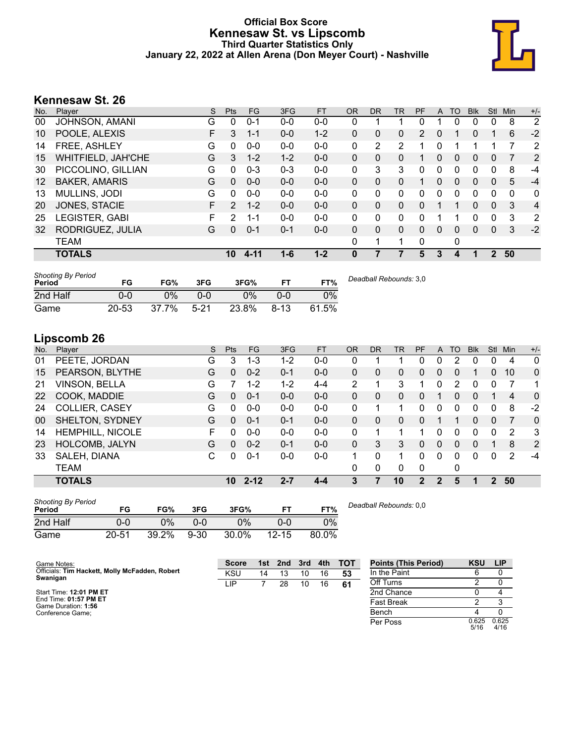# Official Box Score
# Kennesaw St. vs Lipscomb
### Third Quarter Statistics Only
### January 22, 2022 at Allen Arena (Don Meyer Court) - Nashville

## Kennesaw St. 26

| No. | Player | S | Pts | FG | 3FG | FT | OR | DR | TR | PF | A | TO | Blk | Stl | Min | +/- |
|---|---|---|---|---|---|---|---|---|---|---|---|---|---|---|---|---|
| 00 | JOHNSON, AMANI | G | 0 | 0-1 | 0-0 | 0-0 | 0 | 1 | 1 | 0 | 1 | 0 | 0 | 0 | 8 | 2 |
| 10 | POOLE, ALEXIS | F | 3 | 1-1 | 0-0 | 1-2 | 0 | 0 | 0 | 2 | 0 | 1 | 0 | 1 | 6 | -2 |
| 14 | FREE, ASHLEY | G | 0 | 0-0 | 0-0 | 0-0 | 0 | 2 | 2 | 1 | 0 | 1 | 1 | 1 | 7 | 2 |
| 15 | WHITFIELD, JAH'CHE | G | 3 | 1-2 | 1-2 | 0-0 | 0 | 0 | 0 | 1 | 0 | 0 | 0 | 0 | 7 | 2 |
| 30 | PICCOLINO, GILLIAN | G | 0 | 0-3 | 0-3 | 0-0 | 0 | 3 | 3 | 0 | 0 | 0 | 0 | 0 | 8 | -4 |
| 12 | BAKER, AMARIS | G | 0 | 0-0 | 0-0 | 0-0 | 0 | 0 | 0 | 1 | 0 | 0 | 0 | 0 | 5 | -4 |
| 13 | MULLINS, JODI | G | 0 | 0-0 | 0-0 | 0-0 | 0 | 0 | 0 | 0 | 0 | 0 | 0 | 0 | 0 | 0 |
| 20 | JONES, STACIE | F | 2 | 1-2 | 0-0 | 0-0 | 0 | 0 | 0 | 0 | 1 | 1 | 0 | 0 | 3 | 4 |
| 25 | LEGISTER, GABI | F | 2 | 1-1 | 0-0 | 0-0 | 0 | 0 | 0 | 0 | 1 | 1 | 0 | 0 | 3 | 2 |
| 32 | RODRIGUEZ, JULIA | G | 0 | 0-1 | 0-1 | 0-0 | 0 | 0 | 0 | 0 | 0 | 0 | 0 | 0 | 3 | -2 |
| | TEAM | | | | | | 0 | 1 | 1 | 0 | | 0 | | | | |
| | **TOTALS** | | **10** | **4-11** | **1-6** | **1-2** | **0** | **7** | **7** | **5** | **3** | **4** | **1** | **2** | **50** | |

| Shooting By Period Period | FG | FG% | 3FG | 3FG% | FT | FT% |
|---|---|---|---|---|---|---|
| 2nd Half | 0-0 | 0% | 0-0 | 0% | 0-0 | 0% |
| Game | 20-53 | 37.7% | 5-21 | 23.8% | 8-13 | 61.5% |

*Deadball Rebounds:* 3,0

## Lipscomb 26

| No. | Player | S | Pts | FG | 3FG | FT | OR | DR | TR | PF | A | TO | Blk | Stl | Min | +/- |
|---|---|---|---|---|---|---|---|---|---|---|---|---|---|---|---|---|
| 01 | PEETE, JORDAN | G | 3 | 1-3 | 1-2 | 0-0 | 0 | 1 | 1 | 0 | 0 | 2 | 0 | 0 | 4 | 0 |
| 15 | PEARSON, BLYTHE | G | 0 | 0-2 | 0-1 | 0-0 | 0 | 0 | 0 | 0 | 0 | 0 | 1 | 0 | 10 | 0 |
| 21 | VINSON, BELLA | G | 7 | 1-2 | 1-2 | 4-4 | 2 | 1 | 3 | 1 | 0 | 2 | 0 | 0 | 7 | 1 |
| 22 | COOK, MADDIE | G | 0 | 0-1 | 0-0 | 0-0 | 0 | 0 | 0 | 0 | 1 | 0 | 0 | 1 | 4 | 0 |
| 24 | COLLIER, CASEY | G | 0 | 0-0 | 0-0 | 0-0 | 0 | 1 | 1 | 0 | 0 | 0 | 0 | 0 | 8 | -2 |
| 00 | SHELTON, SYDNEY | G | 0 | 0-1 | 0-1 | 0-0 | 0 | 0 | 0 | 0 | 1 | 1 | 0 | 0 | 7 | 0 |
| 14 | HEMPHILL, NICOLE | F | 0 | 0-0 | 0-0 | 0-0 | 0 | 1 | 1 | 1 | 0 | 0 | 0 | 0 | 2 | 3 |
| 23 | HOLCOMB, JALYN | G | 0 | 0-2 | 0-1 | 0-0 | 0 | 3 | 3 | 0 | 0 | 0 | 0 | 1 | 8 | 2 |
| 33 | SALEH, DIANA | C | 0 | 0-1 | 0-0 | 0-0 | 1 | 0 | 1 | 0 | 0 | 0 | 0 | 0 | 2 | -4 |
| | TEAM | | | | | | 0 | 0 | 0 | 0 | | 0 | | | | |
| | **TOTALS** | | **10** | **2-12** | **2-7** | **4-4** | **3** | **7** | **10** | **2** | **2** | **5** | **1** | **2** | **50** | |

| Shooting By Period Period | FG | FG% | 3FG | 3FG% | FT | FT% |
|---|---|---|---|---|---|---|
| 2nd Half | 0-0 | 0% | 0-0 | 0% | 0-0 | 0% |
| Game | 20-51 | 39.2% | 9-30 | 30.0% | 12-15 | 80.0% |

*Deadball Rebounds:* 0,0

Game Notes:
Officials: **Tim Hackett, Molly McFadden, Robert Swanigan**

Start Time: **12:01 PM ET**
End Time: **01:57 PM ET**
Game Duration: **1:56**
Conference Game;

| Score | 1st | 2nd | 3rd | 4th | TOT |
|---|---|---|---|---|---|
| KSU | 14 | 13 | 10 | 16 | **53** |
| LIP | 7 | 28 | 10 | 16 | **61** |

| Points (This Period) | KSU | LIP |
|---|---|---|
| In the Paint | 6 | 0 |
| Off Turns | 2 | 0 |
| 2nd Chance | 0 | 4 |
| Fast Break | 2 | 3 |
| Bench | 4 | 0 |
| Per Poss | 0.625 5/16 | 0.625 4/16 |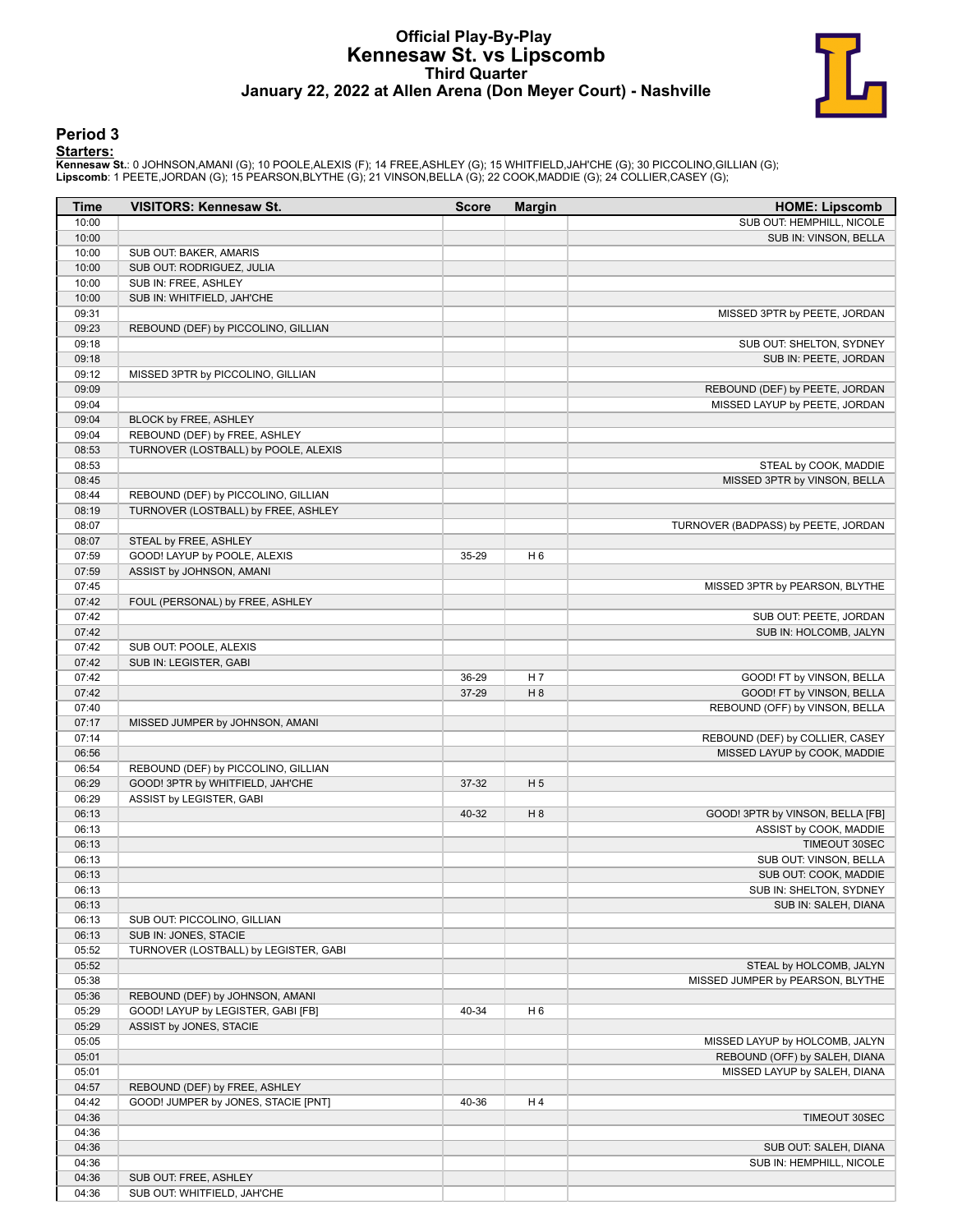# Official Play-By-Play
## Kennesaw St. vs Lipscomb
### Third Quarter
### January 22, 2022 at Allen Arena (Don Meyer Court) - Nashville

## Period 3

**Starters:**

**Kennesaw St.**: 0 JOHNSON,AMANI (G); 10 POOLE,ALEXIS (F); 14 FREE,ASHLEY (G); 15 WHITFIELD,JAH'CHE (G); 30 PICCOLINO,GILLIAN (G);
**Lipscomb**: 1 PEETE,JORDAN (G); 15 PEARSON,BLYTHE (G); 21 VINSON,BELLA (G); 22 COOK,MADDIE (G); 24 COLLIER,CASEY (G);

| Time | VISITORS: Kennesaw St. | Score | Margin | HOME: Lipscomb |
|---|---|---|---|---|
| 10:00 | | | | SUB OUT: HEMPHILL, NICOLE |
| 10:00 | | | | SUB IN: VINSON, BELLA |
| 10:00 | SUB OUT: BAKER, AMARIS | | | |
| 10:00 | SUB OUT: RODRIGUEZ, JULIA | | | |
| 10:00 | SUB IN: FREE, ASHLEY | | | |
| 10:00 | SUB IN: WHITFIELD, JAH'CHE | | | |
| 09:31 | | | | MISSED 3PTR by PEETE, JORDAN |
| 09:23 | REBOUND (DEF) by PICCOLINO, GILLIAN | | | |
| 09:18 | | | | SUB OUT: SHELTON, SYDNEY |
| 09:18 | | | | SUB IN: PEETE, JORDAN |
| 09:12 | MISSED 3PTR by PICCOLINO, GILLIAN | | | |
| 09:09 | | | | REBOUND (DEF) by PEETE, JORDAN |
| 09:04 | | | | MISSED LAYUP by PEETE, JORDAN |
| 09:04 | BLOCK by FREE, ASHLEY | | | |
| 09:04 | REBOUND (DEF) by FREE, ASHLEY | | | |
| 08:53 | TURNOVER (LOSTBALL) by POOLE, ALEXIS | | | |
| 08:53 | | | | STEAL by COOK, MADDIE |
| 08:45 | | | | MISSED 3PTR by VINSON, BELLA |
| 08:44 | REBOUND (DEF) by PICCOLINO, GILLIAN | | | |
| 08:19 | TURNOVER (LOSTBALL) by FREE, ASHLEY | | | |
| 08:07 | | | | TURNOVER (BADPASS) by PEETE, JORDAN |
| 08:07 | STEAL by FREE, ASHLEY | | | |
| 07:59 | GOOD! LAYUP by POOLE, ALEXIS | 35-29 | H 6 | |
| 07:59 | ASSIST by JOHNSON, AMANI | | | |
| 07:45 | | | | MISSED 3PTR by PEARSON, BLYTHE |
| 07:42 | FOUL (PERSONAL) by FREE, ASHLEY | | | |
| 07:42 | | | | SUB OUT: PEETE, JORDAN |
| 07:42 | | | | SUB IN: HOLCOMB, JALYN |
| 07:42 | SUB OUT: POOLE, ALEXIS | | | |
| 07:42 | SUB IN: LEGISTER, GABI | | | |
| 07:42 | | 36-29 | H 7 | GOOD! FT by VINSON, BELLA |
| 07:42 | | 37-29 | H 8 | GOOD! FT by VINSON, BELLA |
| 07:40 | | | | REBOUND (OFF) by VINSON, BELLA |
| 07:17 | MISSED JUMPER by JOHNSON, AMANI | | | |
| 07:14 | | | | REBOUND (DEF) by COLLIER, CASEY |
| 06:56 | | | | MISSED LAYUP by COOK, MADDIE |
| 06:54 | REBOUND (DEF) by PICCOLINO, GILLIAN | | | |
| 06:29 | GOOD! 3PTR by WHITFIELD, JAH'CHE | 37-32 | H 5 | |
| 06:29 | ASSIST by LEGISTER, GABI | | | |
| 06:13 | | 40-32 | H 8 | GOOD! 3PTR by VINSON, BELLA [FB] |
| 06:13 | | | | ASSIST by COOK, MADDIE |
| 06:13 | | | | TIMEOUT 30SEC |
| 06:13 | | | | SUB OUT: VINSON, BELLA |
| 06:13 | | | | SUB OUT: COOK, MADDIE |
| 06:13 | | | | SUB IN: SHELTON, SYDNEY |
| 06:13 | | | | SUB IN: SALEH, DIANA |
| 06:13 | SUB OUT: PICCOLINO, GILLIAN | | | |
| 06:13 | SUB IN: JONES, STACIE | | | |
| 05:52 | TURNOVER (LOSTBALL) by LEGISTER, GABI | | | |
| 05:52 | | | | STEAL by HOLCOMB, JALYN |
| 05:38 | | | | MISSED JUMPER by PEARSON, BLYTHE |
| 05:36 | REBOUND (DEF) by JOHNSON, AMANI | | | |
| 05:29 | GOOD! LAYUP by LEGISTER, GABI [FB] | 40-34 | H 6 | |
| 05:29 | ASSIST by JONES, STACIE | | | |
| 05:05 | | | | MISSED LAYUP by HOLCOMB, JALYN |
| 05:01 | | | | REBOUND (OFF) by SALEH, DIANA |
| 05:01 | | | | MISSED LAYUP by SALEH, DIANA |
| 04:57 | REBOUND (DEF) by FREE, ASHLEY | | | |
| 04:42 | GOOD! JUMPER by JONES, STACIE [PNT] | 40-36 | H 4 | |
| 04:36 | | | | TIMEOUT 30SEC |
| 04:36 | | | | |
| 04:36 | | | | SUB OUT: SALEH, DIANA |
| 04:36 | | | | SUB IN: HEMPHILL, NICOLE |
| 04:36 | SUB OUT: FREE, ASHLEY | | | |
| 04:36 | SUB OUT: WHITFIELD, JAH'CHE | | | |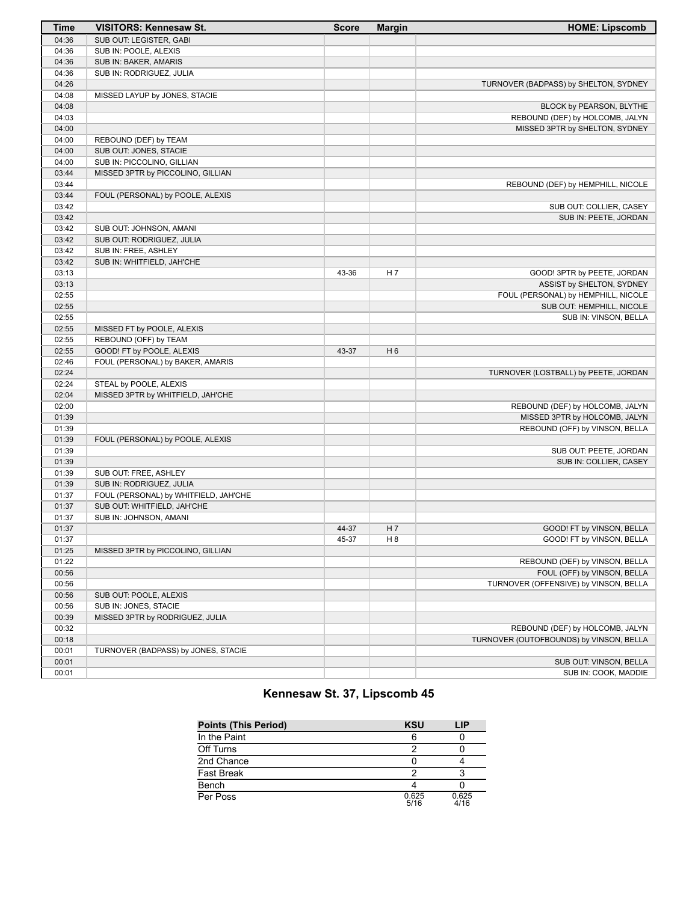| Time | VISITORS: Kennesaw St. | Score | Margin | HOME: Lipscomb |
|---|---|---|---|---|
| 04:36 | SUB OUT: LEGISTER, GABI | | | |
| 04:36 | SUB IN: POOLE, ALEXIS | | | |
| 04:36 | SUB IN: BAKER, AMARIS | | | |
| 04:36 | SUB IN: RODRIGUEZ, JULIA | | | |
| 04:26 | | | | TURNOVER (BADPASS) by SHELTON, SYDNEY |
| 04:08 | MISSED LAYUP by JONES, STACIE | | | |
| 04:08 | | | | BLOCK by PEARSON, BLYTHE |
| 04:03 | | | | REBOUND (DEF) by HOLCOMB, JALYN |
| 04:00 | | | | MISSED 3PTR by SHELTON, SYDNEY |
| 04:00 | REBOUND (DEF) by TEAM | | | |
| 04:00 | SUB OUT: JONES, STACIE | | | |
| 04:00 | SUB IN: PICCOLINO, GILLIAN | | | |
| 03:44 | MISSED 3PTR by PICCOLINO, GILLIAN | | | |
| 03:44 | | | | REBOUND (DEF) by HEMPHILL, NICOLE |
| 03:44 | FOUL (PERSONAL) by POOLE, ALEXIS | | | |
| 03:42 | | | | SUB OUT: COLLIER, CASEY |
| 03:42 | | | | SUB IN: PEETE, JORDAN |
| 03:42 | SUB OUT: JOHNSON, AMANI | | | |
| 03:42 | SUB OUT: RODRIGUEZ, JULIA | | | |
| 03:42 | SUB IN: FREE, ASHLEY | | | |
| 03:42 | SUB IN: WHITFIELD, JAH'CHE | | | |
| 03:13 | | 43-36 | H 7 | GOOD! 3PTR by PEETE, JORDAN |
| 03:13 | | | | ASSIST by SHELTON, SYDNEY |
| 02:55 | | | | FOUL (PERSONAL) by HEMPHILL, NICOLE |
| 02:55 | | | | SUB OUT: HEMPHILL, NICOLE |
| 02:55 | | | | SUB IN: VINSON, BELLA |
| 02:55 | MISSED FT by POOLE, ALEXIS | | | |
| 02:55 | REBOUND (OFF) by TEAM | | | |
| 02:55 | GOOD! FT by POOLE, ALEXIS | 43-37 | H 6 | |
| 02:46 | FOUL (PERSONAL) by BAKER, AMARIS | | | |
| 02:24 | | | | TURNOVER (LOSTBALL) by PEETE, JORDAN |
| 02:24 | STEAL by POOLE, ALEXIS | | | |
| 02:04 | MISSED 3PTR by WHITFIELD, JAH'CHE | | | |
| 02:00 | | | | REBOUND (DEF) by HOLCOMB, JALYN |
| 01:39 | | | | MISSED 3PTR by HOLCOMB, JALYN |
| 01:39 | | | | REBOUND (OFF) by VINSON, BELLA |
| 01:39 | FOUL (PERSONAL) by POOLE, ALEXIS | | | |
| 01:39 | | | | SUB OUT: PEETE, JORDAN |
| 01:39 | | | | SUB IN: COLLIER, CASEY |
| 01:39 | SUB OUT: FREE, ASHLEY | | | |
| 01:39 | SUB IN: RODRIGUEZ, JULIA | | | |
| 01:37 | FOUL (PERSONAL) by WHITFIELD, JAH'CHE | | | |
| 01:37 | SUB OUT: WHITFIELD, JAH'CHE | | | |
| 01:37 | SUB IN: JOHNSON, AMANI | | | |
| 01:37 | | 44-37 | H 7 | GOOD! FT by VINSON, BELLA |
| 01:37 | | 45-37 | H 8 | GOOD! FT by VINSON, BELLA |
| 01:25 | MISSED 3PTR by PICCOLINO, GILLIAN | | | |
| 01:22 | | | | REBOUND (DEF) by VINSON, BELLA |
| 00:56 | | | | FOUL (OFF) by VINSON, BELLA |
| 00:56 | | | | TURNOVER (OFFENSIVE) by VINSON, BELLA |
| 00:56 | SUB OUT: POOLE, ALEXIS | | | |
| 00:56 | SUB IN: JONES, STACIE | | | |
| 00:39 | MISSED 3PTR by RODRIGUEZ, JULIA | | | |
| 00:32 | | | | REBOUND (DEF) by HOLCOMB, JALYN |
| 00:18 | | | | TURNOVER (OUTOFBOUNDS) by VINSON, BELLA |
| 00:01 | TURNOVER (BADPASS) by JONES, STACIE | | | |
| 00:01 | | | | SUB OUT: VINSON, BELLA |
| 00:01 | | | | SUB IN: COOK, MADDIE |

## Kennesaw St. 37, Lipscomb 45

| Points (This Period) | KSU | LIP |
|---|---|---|
| In the Paint | 6 | 0 |
| Off Turns | 2 | 0 |
| 2nd Chance | 0 | 4 |
| Fast Break | 2 | 3 |
| Bench | 4 | 0 |
| Per Poss | 0.625 5/16 | 0.625 4/16 |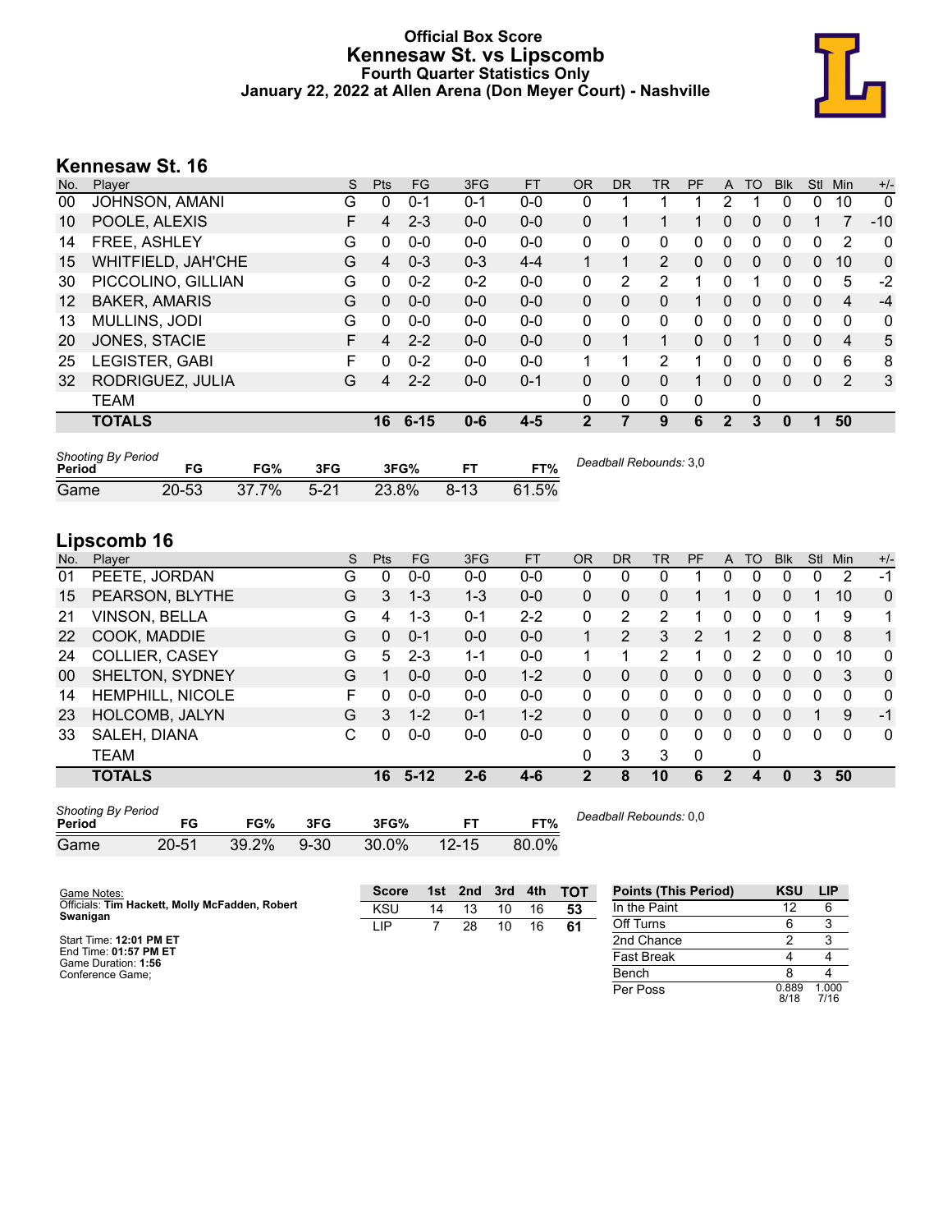# Official Box Score
## Kennesaw St. vs Lipscomb
### Fourth Quarter Statistics Only
### January 22, 2022 at Allen Arena (Don Meyer Court) - Nashville

## Kennesaw St. 16

| No. | Player | S | Pts | FG | 3FG | FT | OR | DR | TR | PF | A | TO | Blk | Stl | Min | +/- |
|---|---|---|---|---|---|---|---|---|---|---|---|---|---|---|---|---|
| 00 | JOHNSON, AMANI | G | 0 | 0-1 | 0-1 | 0-0 | 0 | 1 | 1 | 1 | 2 | 1 | 0 | 0 | 10 | 0 |
| 10 | POOLE, ALEXIS | F | 4 | 2-3 | 0-0 | 0-0 | 0 | 1 | 1 | 1 | 0 | 0 | 0 | 1 | 7 | -10 |
| 14 | FREE, ASHLEY | G | 0 | 0-0 | 0-0 | 0-0 | 0 | 0 | 0 | 0 | 0 | 0 | 0 | 0 | 2 | 0 |
| 15 | WHITFIELD, JAH'CHE | G | 4 | 0-3 | 0-3 | 4-4 | 1 | 1 | 2 | 0 | 0 | 0 | 0 | 0 | 10 | 0 |
| 30 | PICCOLINO, GILLIAN | G | 0 | 0-2 | 0-2 | 0-0 | 0 | 2 | 2 | 1 | 0 | 1 | 0 | 0 | 5 | -2 |
| 12 | BAKER, AMARIS | G | 0 | 0-0 | 0-0 | 0-0 | 0 | 0 | 0 | 1 | 0 | 0 | 0 | 0 | 4 | -4 |
| 13 | MULLINS, JODI | G | 0 | 0-0 | 0-0 | 0-0 | 0 | 0 | 0 | 0 | 0 | 0 | 0 | 0 | 0 | 0 |
| 20 | JONES, STACIE | F | 4 | 2-2 | 0-0 | 0-0 | 0 | 1 | 1 | 0 | 0 | 1 | 0 | 0 | 4 | 5 |
| 25 | LEGISTER, GABI | F | 0 | 0-2 | 0-0 | 0-0 | 1 | 1 | 2 | 1 | 0 | 0 | 0 | 0 | 6 | 8 |
| 32 | RODRIGUEZ, JULIA | G | 4 | 2-2 | 0-0 | 0-1 | 0 | 0 | 0 | 1 | 0 | 0 | 0 | 0 | 2 | 3 |
| | TEAM | | | | | | 0 | 0 | 0 | 0 | | 0 | | | | |
| | **TOTALS** | | **16** | **6-15** | **0-6** | **4-5** | **2** | **7** | **9** | **6** | **2** | **3** | **0** | **1** | **50** | |

| Shooting By Period Period | FG | FG% | 3FG | 3FG% | FT | FT% |
|---|---|---|---|---|---|---|
| Game | 20-53 | 37.7% | 5-21 | 23.8% | 8-13 | 61.5% |

*Deadball Rebounds:* 3,0

## Lipscomb 16

| No. | Player | S | Pts | FG | 3FG | FT | OR | DR | TR | PF | A | TO | Blk | Stl | Min | +/- |
|---|---|---|---|---|---|---|---|---|---|---|---|---|---|---|---|---|
| 01 | PEETE, JORDAN | G | 0 | 0-0 | 0-0 | 0-0 | 0 | 0 | 0 | 1 | 0 | 0 | 0 | 0 | 2 | -1 |
| 15 | PEARSON, BLYTHE | G | 3 | 1-3 | 1-3 | 0-0 | 0 | 0 | 0 | 1 | 1 | 0 | 0 | 1 | 10 | 0 |
| 21 | VINSON, BELLA | G | 4 | 1-3 | 0-1 | 2-2 | 0 | 2 | 2 | 1 | 0 | 0 | 0 | 1 | 9 | 1 |
| 22 | COOK, MADDIE | G | 0 | 0-1 | 0-0 | 0-0 | 1 | 2 | 3 | 2 | 1 | 2 | 0 | 0 | 8 | 1 |
| 24 | COLLIER, CASEY | G | 5 | 2-3 | 1-1 | 0-0 | 1 | 1 | 2 | 1 | 0 | 2 | 0 | 0 | 10 | 0 |
| 00 | SHELTON, SYDNEY | G | 1 | 0-0 | 0-0 | 1-2 | 0 | 0 | 0 | 0 | 0 | 0 | 0 | 0 | 3 | 0 |
| 14 | HEMPHILL, NICOLE | F | 0 | 0-0 | 0-0 | 0-0 | 0 | 0 | 0 | 0 | 0 | 0 | 0 | 0 | 0 | 0 |
| 23 | HOLCOMB, JALYN | G | 3 | 1-2 | 0-1 | 1-2 | 0 | 0 | 0 | 0 | 0 | 0 | 0 | 1 | 9 | -1 |
| 33 | SALEH, DIANA | C | 0 | 0-0 | 0-0 | 0-0 | 0 | 0 | 0 | 0 | 0 | 0 | 0 | 0 | 0 | 0 |
| | TEAM | | | | | | 0 | 3 | 3 | 0 | | 0 | | | | |
| | **TOTALS** | | **16** | **5-12** | **2-6** | **4-6** | **2** | **8** | **10** | **6** | **2** | **4** | **0** | **3** | **50** | |

| Shooting By Period Period | FG | FG% | 3FG | 3FG% | FT | FT% |
|---|---|---|---|---|---|---|
| Game | 20-51 | 39.2% | 9-30 | 30.0% | 12-15 | 80.0% |

*Deadball Rebounds:* 0,0

Game Notes:
Officials: **Tim Hackett, Molly McFadden, Robert Swanigan**

Start Time: **12:01 PM ET**
End Time: **01:57 PM ET**
Game Duration: **1:56**
Conference Game;

| Score | 1st | 2nd | 3rd | 4th | TOT |
|---|---|---|---|---|---|
| KSU | 14 | 13 | 10 | 16 | 53 |
| LIP | 7 | 28 | 10 | 16 | 61 |

| Points (This Period) | KSU | LIP |
|---|---|---|
| In the Paint | 12 | 6 |
| Off Turns | 6 | 3 |
| 2nd Chance | 2 | 3 |
| Fast Break | 4 | 4 |
| Bench | 8 | 4 |
| Per Poss | 0.889 8/18 | 1.000 7/16 |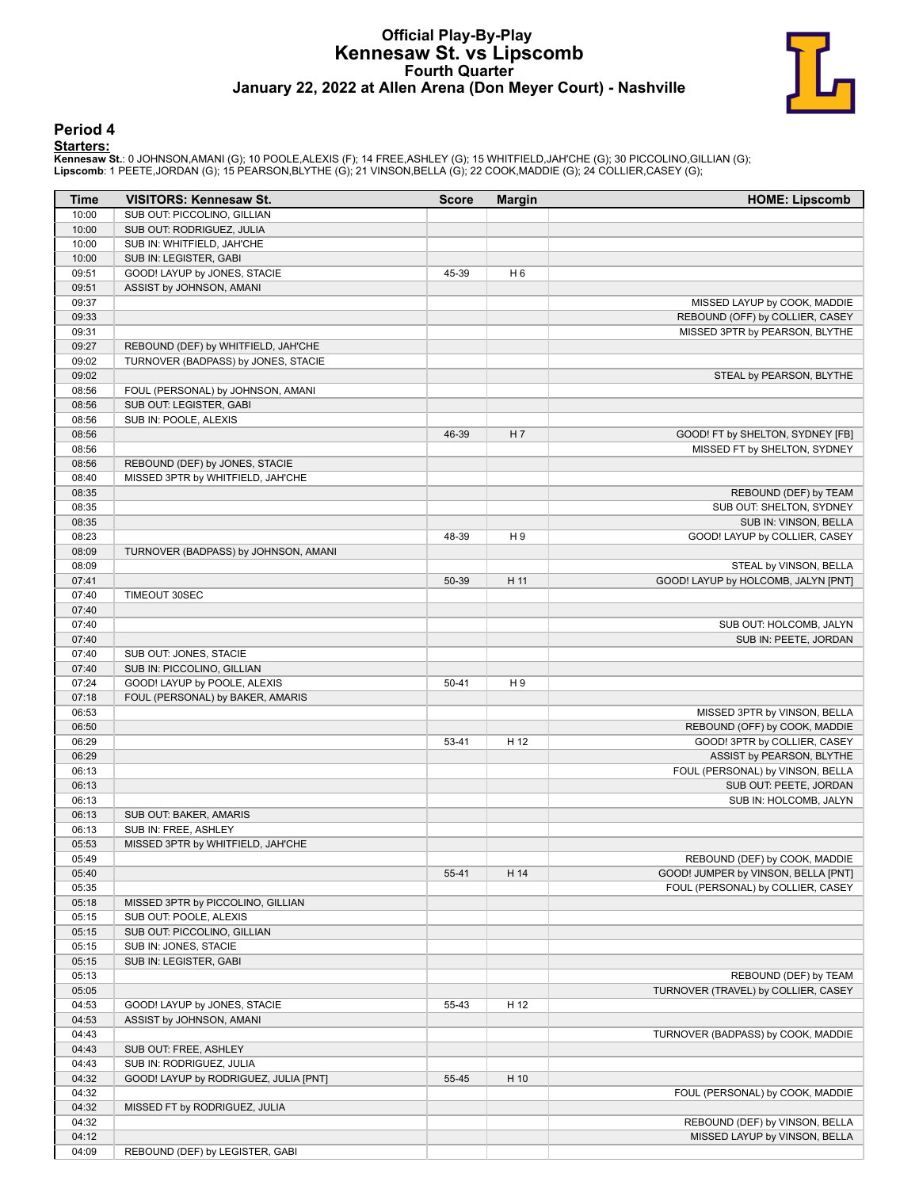# Official Play-By-Play
## Kennesaw St. vs Lipscomb
### Fourth Quarter
### January 22, 2022 at Allen Arena (Don Meyer Court) - Nashville

## Period 4

**Starters:**

**Kennesaw St.**: 0 JOHNSON,AMANI (G); 10 POOLE,ALEXIS (F); 14 FREE,ASHLEY (G); 15 WHITFIELD,JAH'CHE (G); 30 PICCOLINO,GILLIAN (G);
**Lipscomb**: 1 PEETE,JORDAN (G); 15 PEARSON,BLYTHE (G); 21 VINSON,BELLA (G); 22 COOK,MADDIE (G); 24 COLLIER,CASEY (G);

| Time | VISITORS: Kennesaw St. | Score | Margin | HOME: Lipscomb |
|---|---|---|---|---|
| 10:00 | SUB OUT: PICCOLINO, GILLIAN | | | |
| 10:00 | SUB OUT: RODRIGUEZ, JULIA | | | |
| 10:00 | SUB IN: WHITFIELD, JAH'CHE | | | |
| 10:00 | SUB IN: LEGISTER, GABI | | | |
| 09:51 | GOOD! LAYUP by JONES, STACIE | 45-39 | H 6 | |
| 09:51 | ASSIST by JOHNSON, AMANI | | | |
| 09:37 | | | | MISSED LAYUP by COOK, MADDIE |
| 09:33 | | | | REBOUND (OFF) by COLLIER, CASEY |
| 09:31 | | | | MISSED 3PTR by PEARSON, BLYTHE |
| 09:27 | REBOUND (DEF) by WHITFIELD, JAH'CHE | | | |
| 09:02 | TURNOVER (BADPASS) by JONES, STACIE | | | |
| 09:02 | | | | STEAL by PEARSON, BLYTHE |
| 08:56 | FOUL (PERSONAL) by JOHNSON, AMANI | | | |
| 08:56 | SUB OUT: LEGISTER, GABI | | | |
| 08:56 | SUB IN: POOLE, ALEXIS | | | |
| 08:56 | | 46-39 | H 7 | GOOD! FT by SHELTON, SYDNEY [FB] |
| 08:56 | | | | MISSED FT by SHELTON, SYDNEY |
| 08:56 | REBOUND (DEF) by JONES, STACIE | | | |
| 08:40 | MISSED 3PTR by WHITFIELD, JAH'CHE | | | |
| 08:35 | | | | REBOUND (DEF) by TEAM |
| 08:35 | | | | SUB OUT: SHELTON, SYDNEY |
| 08:35 | | | | SUB IN: VINSON, BELLA |
| 08:23 | | 48-39 | H 9 | GOOD! LAYUP by COLLIER, CASEY |
| 08:09 | TURNOVER (BADPASS) by JOHNSON, AMANI | | | |
| 08:09 | | | | STEAL by VINSON, BELLA |
| 07:41 | | 50-39 | H 11 | GOOD! LAYUP by HOLCOMB, JALYN [PNT] |
| 07:40 | TIMEOUT 30SEC | | | |
| 07:40 | | | | |
| 07:40 | | | | SUB OUT: HOLCOMB, JALYN |
| 07:40 | | | | SUB IN: PEETE, JORDAN |
| 07:40 | SUB OUT: JONES, STACIE | | | |
| 07:40 | SUB IN: PICCOLINO, GILLIAN | | | |
| 07:24 | GOOD! LAYUP by POOLE, ALEXIS | 50-41 | H 9 | |
| 07:18 | FOUL (PERSONAL) by BAKER, AMARIS | | | |
| 06:53 | | | | MISSED 3PTR by VINSON, BELLA |
| 06:50 | | | | REBOUND (OFF) by COOK, MADDIE |
| 06:29 | | 53-41 | H 12 | GOOD! 3PTR by COLLIER, CASEY |
| 06:29 | | | | ASSIST by PEARSON, BLYTHE |
| 06:13 | | | | FOUL (PERSONAL) by VINSON, BELLA |
| 06:13 | | | | SUB OUT: PEETE, JORDAN |
| 06:13 | | | | SUB IN: HOLCOMB, JALYN |
| 06:13 | SUB OUT: BAKER, AMARIS | | | |
| 06:13 | SUB IN: FREE, ASHLEY | | | |
| 05:53 | MISSED 3PTR by WHITFIELD, JAH'CHE | | | |
| 05:49 | | | | REBOUND (DEF) by COOK, MADDIE |
| 05:40 | | 55-41 | H 14 | GOOD! JUMPER by VINSON, BELLA [PNT] |
| 05:35 | | | | FOUL (PERSONAL) by COLLIER, CASEY |
| 05:18 | MISSED 3PTR by PICCOLINO, GILLIAN | | | |
| 05:15 | SUB OUT: POOLE, ALEXIS | | | |
| 05:15 | SUB OUT: PICCOLINO, GILLIAN | | | |
| 05:15 | SUB IN: JONES, STACIE | | | |
| 05:15 | SUB IN: LEGISTER, GABI | | | |
| 05:13 | | | | REBOUND (DEF) by TEAM |
| 05:05 | | | | TURNOVER (TRAVEL) by COLLIER, CASEY |
| 04:53 | GOOD! LAYUP by JONES, STACIE | 55-43 | H 12 | |
| 04:53 | ASSIST by JOHNSON, AMANI | | | |
| 04:43 | | | | TURNOVER (BADPASS) by COOK, MADDIE |
| 04:43 | SUB OUT: FREE, ASHLEY | | | |
| 04:43 | SUB IN: RODRIGUEZ, JULIA | | | |
| 04:32 | GOOD! LAYUP by RODRIGUEZ, JULIA [PNT] | 55-45 | H 10 | |
| 04:32 | | | | FOUL (PERSONAL) by COOK, MADDIE |
| 04:32 | MISSED FT by RODRIGUEZ, JULIA | | | |
| 04:32 | | | | REBOUND (DEF) by VINSON, BELLA |
| 04:12 | | | | MISSED LAYUP by VINSON, BELLA |
| 04:09 | REBOUND (DEF) by LEGISTER, GABI | | | |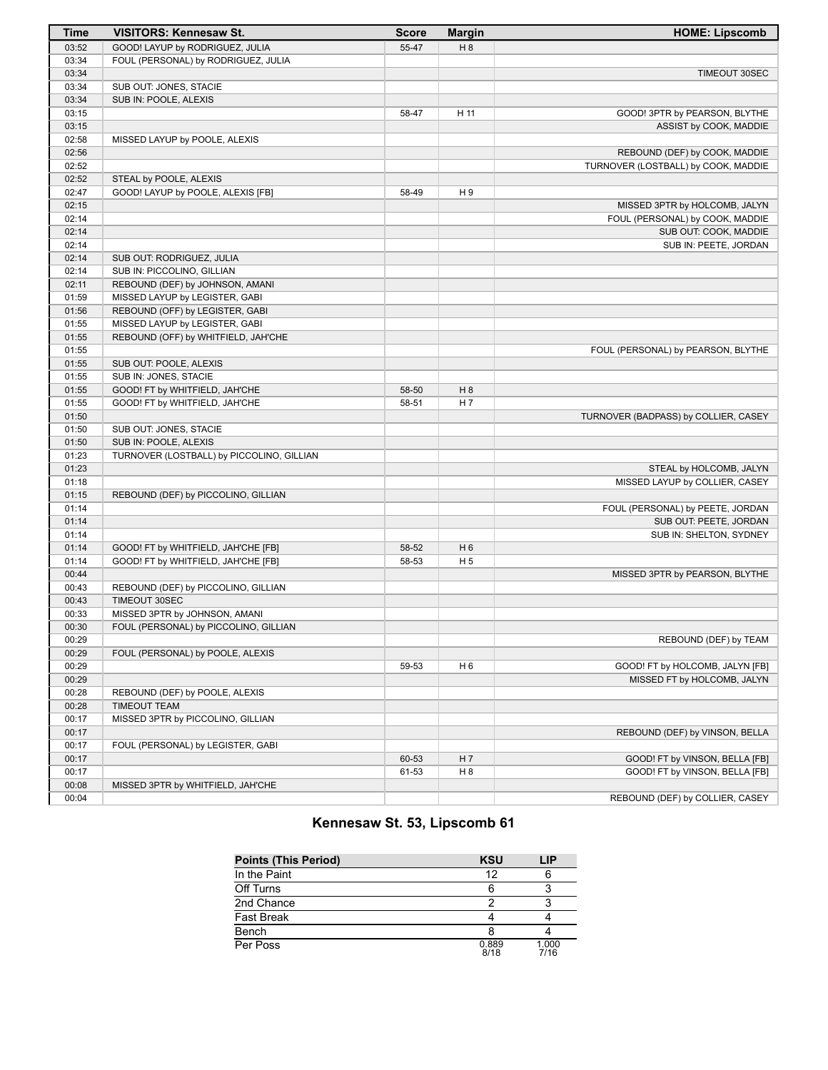| Time | VISITORS: Kennesaw St. | Score | Margin | HOME: Lipscomb |
|---|---|---|---|---|
| 03:52 | GOOD! LAYUP by RODRIGUEZ, JULIA | 55-47 | H 8 | |
| 03:34 | FOUL (PERSONAL) by RODRIGUEZ, JULIA | | | |
| 03:34 | | | | TIMEOUT 30SEC |
| 03:34 | SUB OUT: JONES, STACIE | | | |
| 03:34 | SUB IN: POOLE, ALEXIS | | | |
| 03:15 | | 58-47 | H 11 | GOOD! 3PTR by PEARSON, BLYTHE |
| 03:15 | | | | ASSIST by COOK, MADDIE |
| 02:58 | MISSED LAYUP by POOLE, ALEXIS | | | |
| 02:56 | | | | REBOUND (DEF) by COOK, MADDIE |
| 02:52 | | | | TURNOVER (LOSTBALL) by COOK, MADDIE |
| 02:52 | STEAL by POOLE, ALEXIS | | | |
| 02:47 | GOOD! LAYUP by POOLE, ALEXIS [FB] | 58-49 | H 9 | |
| 02:15 | | | | MISSED 3PTR by HOLCOMB, JALYN |
| 02:14 | | | | FOUL (PERSONAL) by COOK, MADDIE |
| 02:14 | | | | SUB OUT: COOK, MADDIE |
| 02:14 | | | | SUB IN: PEETE, JORDAN |
| 02:14 | SUB OUT: RODRIGUEZ, JULIA | | | |
| 02:14 | SUB IN: PICCOLINO, GILLIAN | | | |
| 02:11 | REBOUND (DEF) by JOHNSON, AMANI | | | |
| 01:59 | MISSED LAYUP by LEGISTER, GABI | | | |
| 01:56 | REBOUND (OFF) by LEGISTER, GABI | | | |
| 01:55 | MISSED LAYUP by LEGISTER, GABI | | | |
| 01:55 | REBOUND (OFF) by WHITFIELD, JAH'CHE | | | |
| 01:55 | | | | FOUL (PERSONAL) by PEARSON, BLYTHE |
| 01:55 | SUB OUT: POOLE, ALEXIS | | | |
| 01:55 | SUB IN: JONES, STACIE | | | |
| 01:55 | GOOD! FT by WHITFIELD, JAH'CHE | 58-50 | H 8 | |
| 01:55 | GOOD! FT by WHITFIELD, JAH'CHE | 58-51 | H 7 | |
| 01:50 | | | | TURNOVER (BADPASS) by COLLIER, CASEY |
| 01:50 | SUB OUT: JONES, STACIE | | | |
| 01:50 | SUB IN: POOLE, ALEXIS | | | |
| 01:23 | TURNOVER (LOSTBALL) by PICCOLINO, GILLIAN | | | |
| 01:23 | | | | STEAL by HOLCOMB, JALYN |
| 01:18 | | | | MISSED LAYUP by COLLIER, CASEY |
| 01:15 | REBOUND (DEF) by PICCOLINO, GILLIAN | | | |
| 01:14 | | | | FOUL (PERSONAL) by PEETE, JORDAN |
| 01:14 | | | | SUB OUT: PEETE, JORDAN |
| 01:14 | | | | SUB IN: SHELTON, SYDNEY |
| 01:14 | GOOD! FT by WHITFIELD, JAH'CHE [FB] | 58-52 | H 6 | |
| 01:14 | GOOD! FT by WHITFIELD, JAH'CHE [FB] | 58-53 | H 5 | |
| 00:44 | | | | MISSED 3PTR by PEARSON, BLYTHE |
| 00:43 | REBOUND (DEF) by PICCOLINO, GILLIAN | | | |
| 00:43 | TIMEOUT 30SEC | | | |
| 00:33 | MISSED 3PTR by JOHNSON, AMANI | | | |
| 00:30 | FOUL (PERSONAL) by PICCOLINO, GILLIAN | | | |
| 00:29 | | | | REBOUND (DEF) by TEAM |
| 00:29 | FOUL (PERSONAL) by POOLE, ALEXIS | | | |
| 00:29 | | 59-53 | H 6 | GOOD! FT by HOLCOMB, JALYN [FB] |
| 00:29 | | | | MISSED FT by HOLCOMB, JALYN |
| 00:28 | REBOUND (DEF) by POOLE, ALEXIS | | | |
| 00:28 | TIMEOUT TEAM | | | |
| 00:17 | MISSED 3PTR by PICCOLINO, GILLIAN | | | |
| 00:17 | | | | REBOUND (DEF) by VINSON, BELLA |
| 00:17 | FOUL (PERSONAL) by LEGISTER, GABI | | | |
| 00:17 | | 60-53 | H 7 | GOOD! FT by VINSON, BELLA [FB] |
| 00:17 | | 61-53 | H 8 | GOOD! FT by VINSON, BELLA [FB] |
| 00:08 | MISSED 3PTR by WHITFIELD, JAH'CHE | | | |
| 00:04 | | | | REBOUND (DEF) by COLLIER, CASEY |

## Kennesaw St. 53, Lipscomb 61

| Points (This Period) | KSU | LIP |
|---|---|---|
| In the Paint | 12 | 6 |
| Off Turns | 6 | 3 |
| 2nd Chance | 2 | 3 |
| Fast Break | 4 | 4 |
| Bench | 8 | 4 |
| Per Poss | 0.889 8/18 | 1.000 7/16 |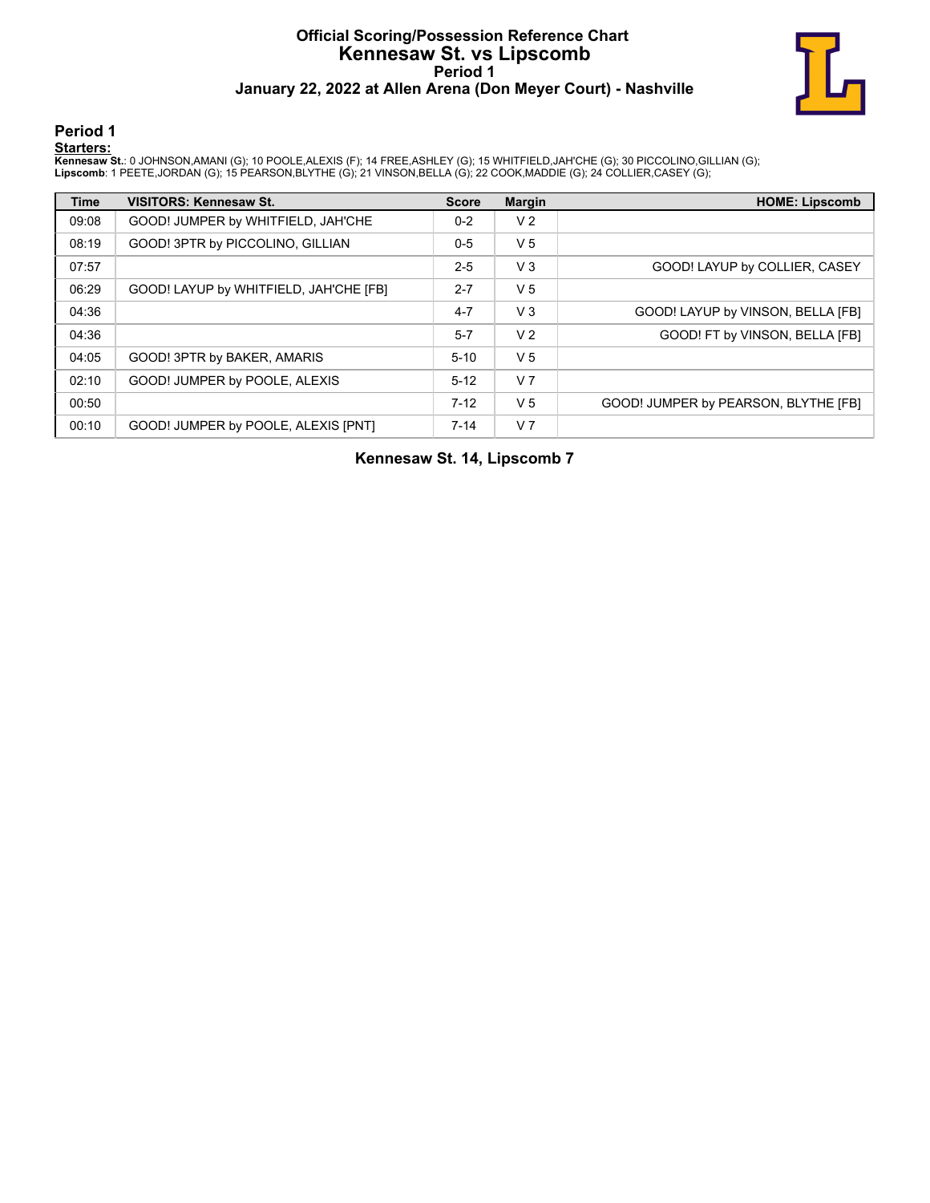# Official Scoring/Possession Reference Chart
## Kennesaw St. vs Lipscomb
### Period 1
### January 22, 2022 at Allen Arena (Don Meyer Court) - Nashville

## Period 1

**Starters:**

**Kennesaw St.**: 0 JOHNSON,AMANI (G); 10 POOLE,ALEXIS (F); 14 FREE,ASHLEY (G); 15 WHITFIELD,JAH'CHE (G); 30 PICCOLINO,GILLIAN (G);
**Lipscomb**: 1 PEETE,JORDAN (G); 15 PEARSON,BLYTHE (G); 21 VINSON,BELLA (G); 22 COOK,MADDIE (G); 24 COLLIER,CASEY (G);

| Time | VISITORS: Kennesaw St. | Score | Margin | HOME: Lipscomb |
|---|---|---|---|---|
| 09:08 | GOOD! JUMPER by WHITFIELD, JAH'CHE | 0-2 | V 2 | |
| 08:19 | GOOD! 3PTR by PICCOLINO, GILLIAN | 0-5 | V 5 | |
| 07:57 | | 2-5 | V 3 | GOOD! LAYUP by COLLIER, CASEY |
| 06:29 | GOOD! LAYUP by WHITFIELD, JAH'CHE [FB] | 2-7 | V 5 | |
| 04:36 | | 4-7 | V 3 | GOOD! LAYUP by VINSON, BELLA [FB] |
| 04:36 | | 5-7 | V 2 | GOOD! FT by VINSON, BELLA [FB] |
| 04:05 | GOOD! 3PTR by BAKER, AMARIS | 5-10 | V 5 | |
| 02:10 | GOOD! JUMPER by POOLE, ALEXIS | 5-12 | V 7 | |
| 00:50 | | 7-12 | V 5 | GOOD! JUMPER by PEARSON, BLYTHE [FB] |
| 00:10 | GOOD! JUMPER by POOLE, ALEXIS [PNT] | 7-14 | V 7 | |

**Kennesaw St. 14, Lipscomb 7**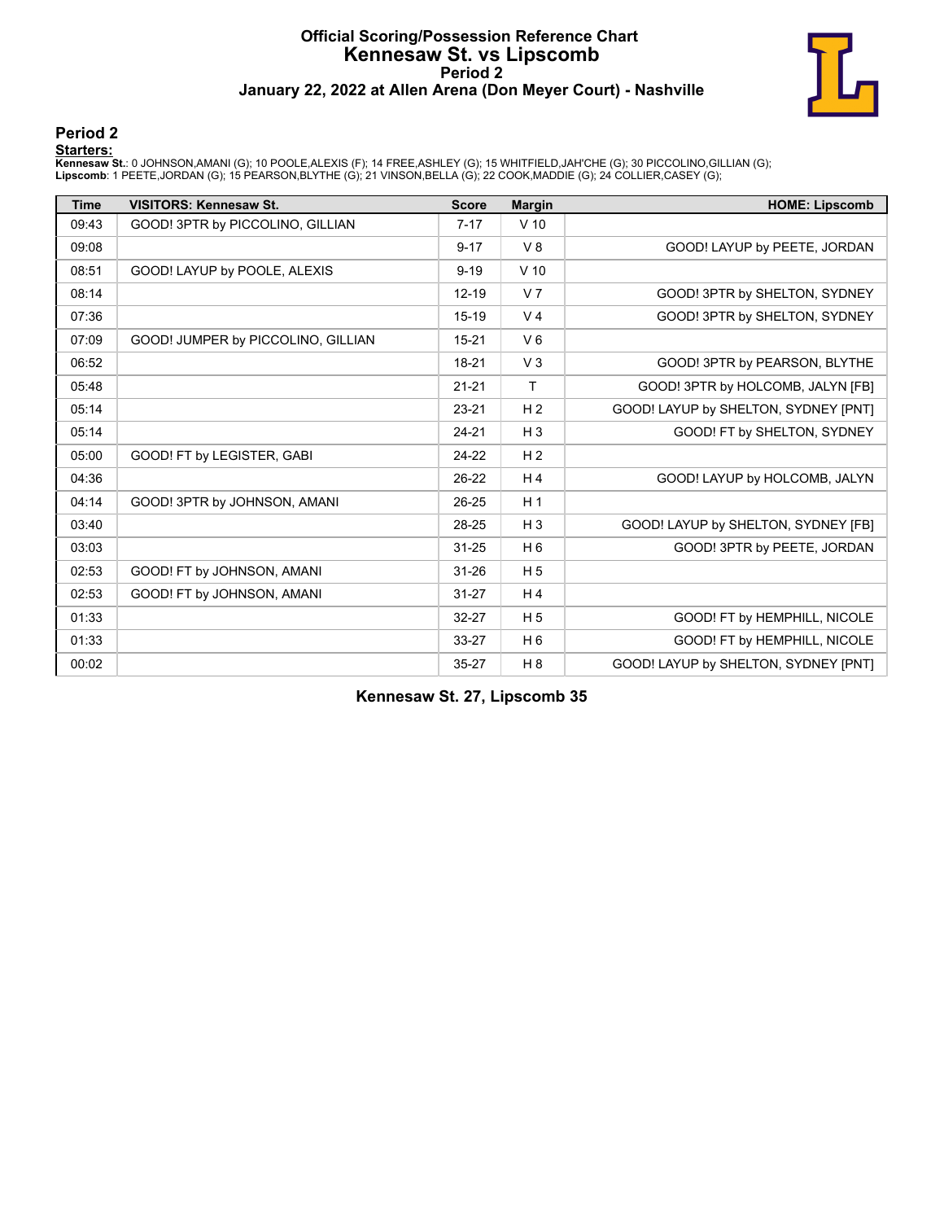# Official Scoring/Possession Reference Chart
# Kennesaw St. vs Lipscomb
## Period 2
### January 22, 2022 at Allen Arena (Don Meyer Court) - Nashville

## Period 2

**Starters:**

**Kennesaw St.**: 0 JOHNSON,AMANI (G); 10 POOLE,ALEXIS (F); 14 FREE,ASHLEY (G); 15 WHITFIELD,JAH'CHE (G); 30 PICCOLINO,GILLIAN (G);
**Lipscomb**: 1 PEETE,JORDAN (G); 15 PEARSON,BLYTHE (G); 21 VINSON,BELLA (G); 22 COOK,MADDIE (G); 24 COLLIER,CASEY (G);

| Time | VISITORS: Kennesaw St. | Score | Margin | HOME: Lipscomb |
|---|---|---|---|---|
| 09:43 | GOOD! 3PTR by PICCOLINO, GILLIAN | 7-17 | V 10 | |
| 09:08 | | 9-17 | V 8 | GOOD! LAYUP by PEETE, JORDAN |
| 08:51 | GOOD! LAYUP by POOLE, ALEXIS | 9-19 | V 10 | |
| 08:14 | | 12-19 | V 7 | GOOD! 3PTR by SHELTON, SYDNEY |
| 07:36 | | 15-19 | V 4 | GOOD! 3PTR by SHELTON, SYDNEY |
| 07:09 | GOOD! JUMPER by PICCOLINO, GILLIAN | 15-21 | V 6 | |
| 06:52 | | 18-21 | V 3 | GOOD! 3PTR by PEARSON, BLYTHE |
| 05:48 | | 21-21 | T | GOOD! 3PTR by HOLCOMB, JALYN [FB] |
| 05:14 | | 23-21 | H 2 | GOOD! LAYUP by SHELTON, SYDNEY [PNT] |
| 05:14 | | 24-21 | H 3 | GOOD! FT by SHELTON, SYDNEY |
| 05:00 | GOOD! FT by LEGISTER, GABI | 24-22 | H 2 | |
| 04:36 | | 26-22 | H 4 | GOOD! LAYUP by HOLCOMB, JALYN |
| 04:14 | GOOD! 3PTR by JOHNSON, AMANI | 26-25 | H 1 | |
| 03:40 | | 28-25 | H 3 | GOOD! LAYUP by SHELTON, SYDNEY [FB] |
| 03:03 | | 31-25 | H 6 | GOOD! 3PTR by PEETE, JORDAN |
| 02:53 | GOOD! FT by JOHNSON, AMANI | 31-26 | H 5 | |
| 02:53 | GOOD! FT by JOHNSON, AMANI | 31-27 | H 4 | |
| 01:33 | | 32-27 | H 5 | GOOD! FT by HEMPHILL, NICOLE |
| 01:33 | | 33-27 | H 6 | GOOD! FT by HEMPHILL, NICOLE |
| 00:02 | | 35-27 | H 8 | GOOD! LAYUP by SHELTON, SYDNEY [PNT] |

**Kennesaw St. 27, Lipscomb 35**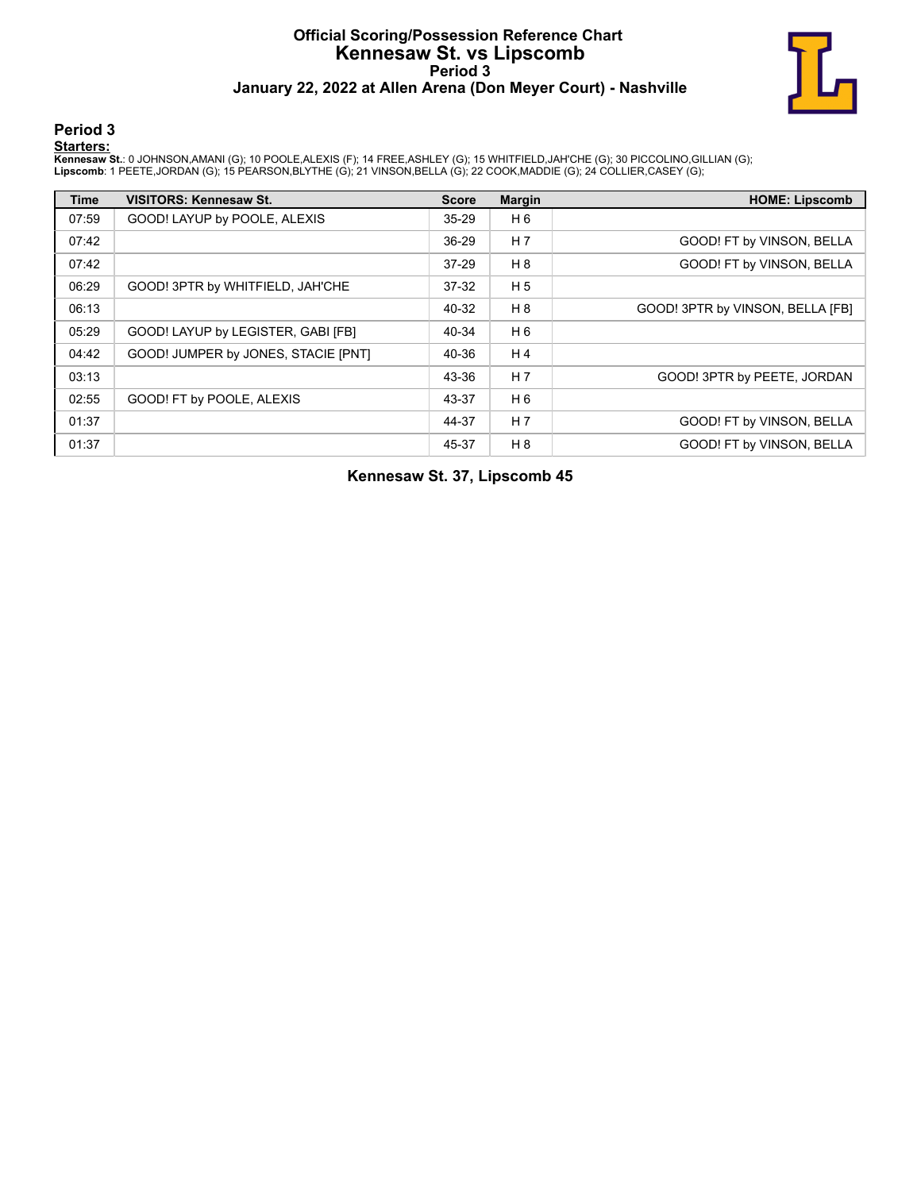# Official Scoring/Possession Reference Chart
# Kennesaw St. vs Lipscomb
### Period 3
### January 22, 2022 at Allen Arena (Don Meyer Court) - Nashville

## Period 3

**Starters:**

**Kennesaw St.**: 0 JOHNSON,AMANI (G); 10 POOLE,ALEXIS (F); 14 FREE,ASHLEY (G); 15 WHITFIELD,JAH'CHE (G); 30 PICCOLINO,GILLIAN (G);
**Lipscomb**: 1 PEETE,JORDAN (G); 15 PEARSON,BLYTHE (G); 21 VINSON,BELLA (G); 22 COOK,MADDIE (G); 24 COLLIER,CASEY (G);

| Time | VISITORS: Kennesaw St. | Score | Margin | HOME: Lipscomb |
|---|---|---|---|---|
| 07:59 | GOOD! LAYUP by POOLE, ALEXIS | 35-29 | H 6 | |
| 07:42 | | 36-29 | H 7 | GOOD! FT by VINSON, BELLA |
| 07:42 | | 37-29 | H 8 | GOOD! FT by VINSON, BELLA |
| 06:29 | GOOD! 3PTR by WHITFIELD, JAH'CHE | 37-32 | H 5 | |
| 06:13 | | 40-32 | H 8 | GOOD! 3PTR by VINSON, BELLA [FB] |
| 05:29 | GOOD! LAYUP by LEGISTER, GABI [FB] | 40-34 | H 6 | |
| 04:42 | GOOD! JUMPER by JONES, STACIE [PNT] | 40-36 | H 4 | |
| 03:13 | | 43-36 | H 7 | GOOD! 3PTR by PEETE, JORDAN |
| 02:55 | GOOD! FT by POOLE, ALEXIS | 43-37 | H 6 | |
| 01:37 | | 44-37 | H 7 | GOOD! FT by VINSON, BELLA |
| 01:37 | | 45-37 | H 8 | GOOD! FT by VINSON, BELLA |

**Kennesaw St. 37, Lipscomb 45**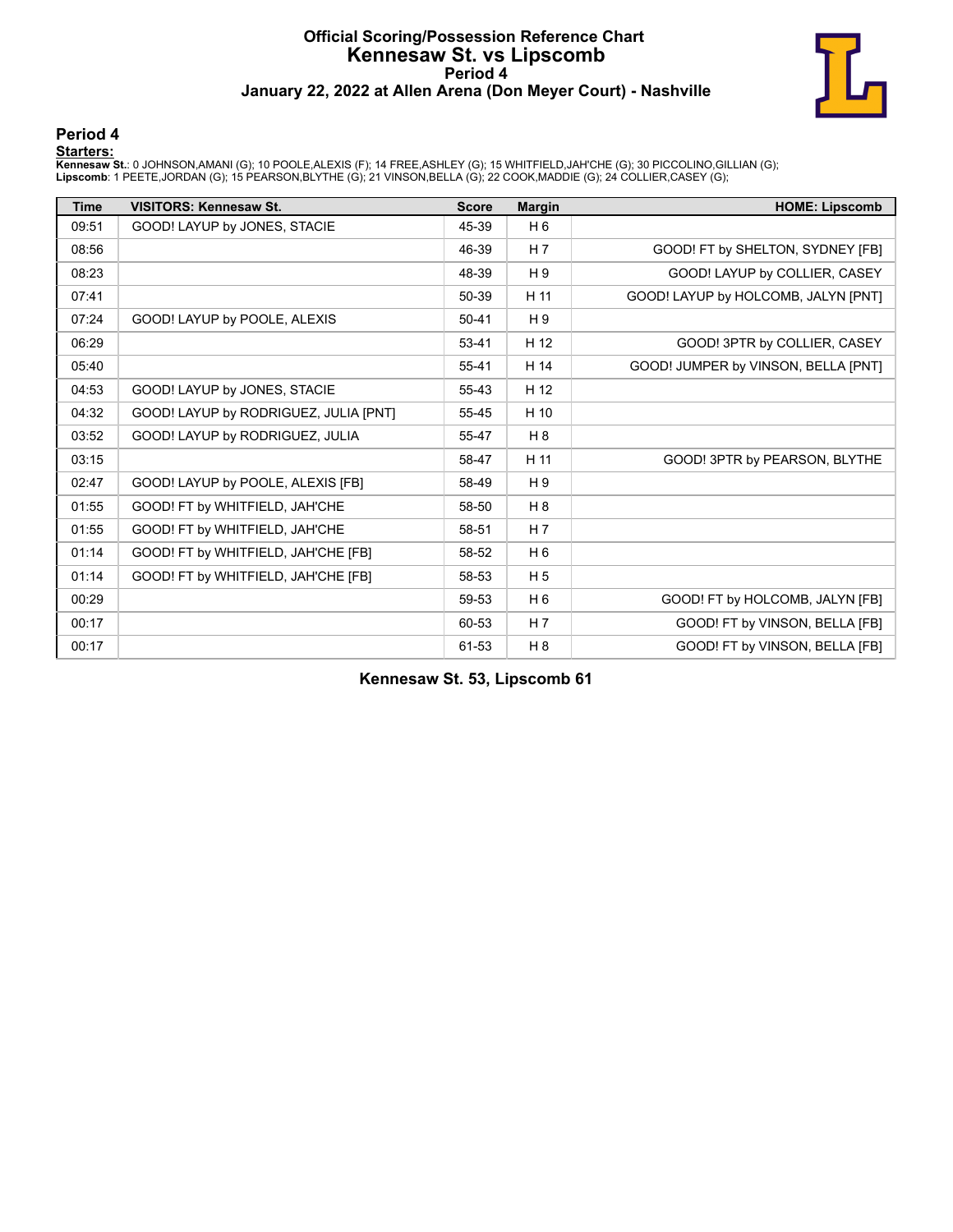# Official Scoring/Possession Reference Chart
# Kennesaw St. vs Lipscomb
## Period 4
### January 22, 2022 at Allen Arena (Don Meyer Court) - Nashville

## Period 4

**Starters:**

**Kennesaw St.**: 0 JOHNSON,AMANI (G); 10 POOLE,ALEXIS (F); 14 FREE,ASHLEY (G); 15 WHITFIELD,JAH'CHE (G); 30 PICCOLINO,GILLIAN (G);
**Lipscomb**: 1 PEETE,JORDAN (G); 15 PEARSON,BLYTHE (G); 21 VINSON,BELLA (G); 22 COOK,MADDIE (G); 24 COLLIER,CASEY (G);

| Time | VISITORS: Kennesaw St. | Score | Margin | HOME: Lipscomb |
|---|---|---|---|---|
| 09:51 | GOOD! LAYUP by JONES, STACIE | 45-39 | H 6 | |
| 08:56 | | 46-39 | H 7 | GOOD! FT by SHELTON, SYDNEY [FB] |
| 08:23 | | 48-39 | H 9 | GOOD! LAYUP by COLLIER, CASEY |
| 07:41 | | 50-39 | H 11 | GOOD! LAYUP by HOLCOMB, JALYN [PNT] |
| 07:24 | GOOD! LAYUP by POOLE, ALEXIS | 50-41 | H 9 | |
| 06:29 | | 53-41 | H 12 | GOOD! 3PTR by COLLIER, CASEY |
| 05:40 | | 55-41 | H 14 | GOOD! JUMPER by VINSON, BELLA [PNT] |
| 04:53 | GOOD! LAYUP by JONES, STACIE | 55-43 | H 12 | |
| 04:32 | GOOD! LAYUP by RODRIGUEZ, JULIA [PNT] | 55-45 | H 10 | |
| 03:52 | GOOD! LAYUP by RODRIGUEZ, JULIA | 55-47 | H 8 | |
| 03:15 | | 58-47 | H 11 | GOOD! 3PTR by PEARSON, BLYTHE |
| 02:47 | GOOD! LAYUP by POOLE, ALEXIS [FB] | 58-49 | H 9 | |
| 01:55 | GOOD! FT by WHITFIELD, JAH'CHE | 58-50 | H 8 | |
| 01:55 | GOOD! FT by WHITFIELD, JAH'CHE | 58-51 | H 7 | |
| 01:14 | GOOD! FT by WHITFIELD, JAH'CHE [FB] | 58-52 | H 6 | |
| 01:14 | GOOD! FT by WHITFIELD, JAH'CHE [FB] | 58-53 | H 5 | |
| 00:29 | | 59-53 | H 6 | GOOD! FT by HOLCOMB, JALYN [FB] |
| 00:17 | | 60-53 | H 7 | GOOD! FT by VINSON, BELLA [FB] |
| 00:17 | | 61-53 | H 8 | GOOD! FT by VINSON, BELLA [FB] |

**Kennesaw St. 53, Lipscomb 61**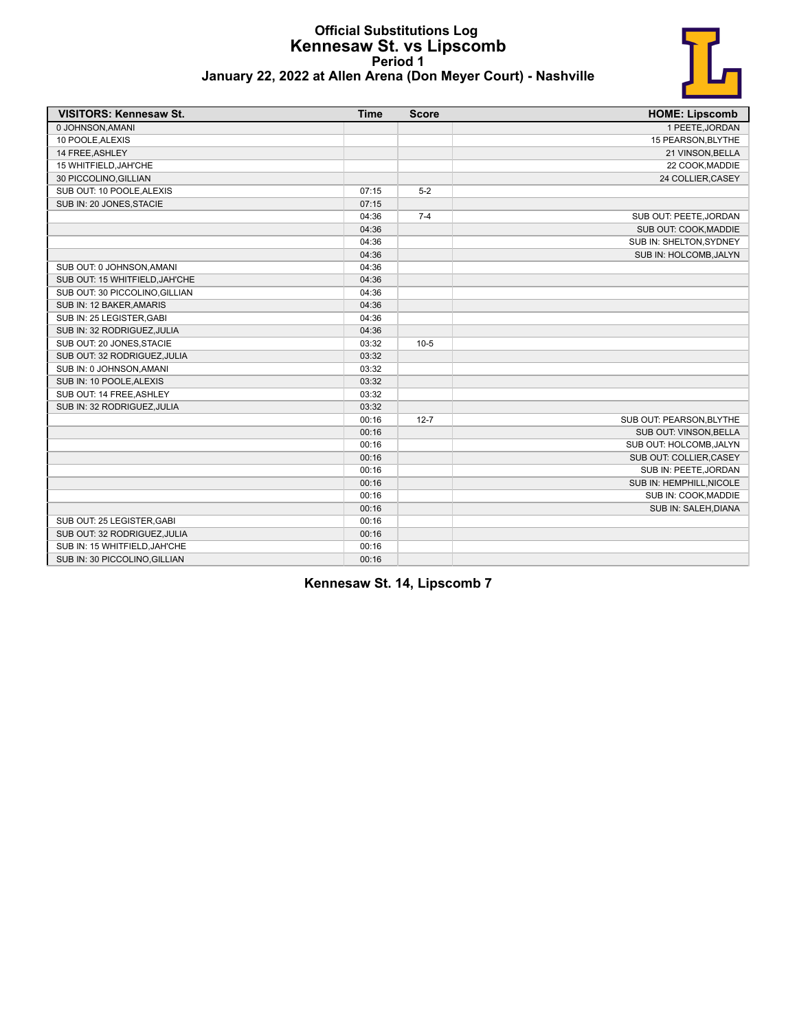# Official Substitutions Log
## Kennesaw St. vs Lipscomb
### Period 1
### January 22, 2022 at Allen Arena (Don Meyer Court) - Nashville

| VISITORS: Kennesaw St. | Time | Score | HOME: Lipscomb |
|---|---|---|---|
| 0 JOHNSON,AMANI | | | 1 PEETE,JORDAN |
| 10 POOLE,ALEXIS | | | 15 PEARSON,BLYTHE |
| 14 FREE,ASHLEY | | | 21 VINSON,BELLA |
| 15 WHITFIELD,JAH'CHE | | | 22 COOK,MADDIE |
| 30 PICCOLINO,GILLIAN | | | 24 COLLIER,CASEY |
| SUB OUT: 10 POOLE,ALEXIS | 07:15 | 5-2 | |
| SUB IN: 20 JONES,STACIE | 07:15 | | |
| | 04:36 | 7-4 | SUB OUT: PEETE,JORDAN |
| | 04:36 | | SUB OUT: COOK,MADDIE |
| | 04:36 | | SUB IN: SHELTON,SYDNEY |
| | 04:36 | | SUB IN: HOLCOMB,JALYN |
| SUB OUT: 0 JOHNSON,AMANI | 04:36 | | |
| SUB OUT: 15 WHITFIELD,JAH'CHE | 04:36 | | |
| SUB OUT: 30 PICCOLINO,GILLIAN | 04:36 | | |
| SUB IN: 12 BAKER,AMARIS | 04:36 | | |
| SUB IN: 25 LEGISTER,GABI | 04:36 | | |
| SUB IN: 32 RODRIGUEZ,JULIA | 04:36 | | |
| SUB OUT: 20 JONES,STACIE | 03:32 | 10-5 | |
| SUB OUT: 32 RODRIGUEZ,JULIA | 03:32 | | |
| SUB IN: 0 JOHNSON,AMANI | 03:32 | | |
| SUB IN: 10 POOLE,ALEXIS | 03:32 | | |
| SUB OUT: 14 FREE,ASHLEY | 03:32 | | |
| SUB IN: 32 RODRIGUEZ,JULIA | 03:32 | | |
| | 00:16 | 12-7 | SUB OUT: PEARSON,BLYTHE |
| | 00:16 | | SUB OUT: VINSON,BELLA |
| | 00:16 | | SUB OUT: HOLCOMB,JALYN |
| | 00:16 | | SUB OUT: COLLIER,CASEY |
| | 00:16 | | SUB IN: PEETE,JORDAN |
| | 00:16 | | SUB IN: HEMPHILL,NICOLE |
| | 00:16 | | SUB IN: COOK,MADDIE |
| | 00:16 | | SUB IN: SALEH,DIANA |
| SUB OUT: 25 LEGISTER,GABI | 00:16 | | |
| SUB OUT: 32 RODRIGUEZ,JULIA | 00:16 | | |
| SUB IN: 15 WHITFIELD,JAH'CHE | 00:16 | | |
| SUB IN: 30 PICCOLINO,GILLIAN | 00:16 | | |

**Kennesaw St. 14, Lipscomb 7**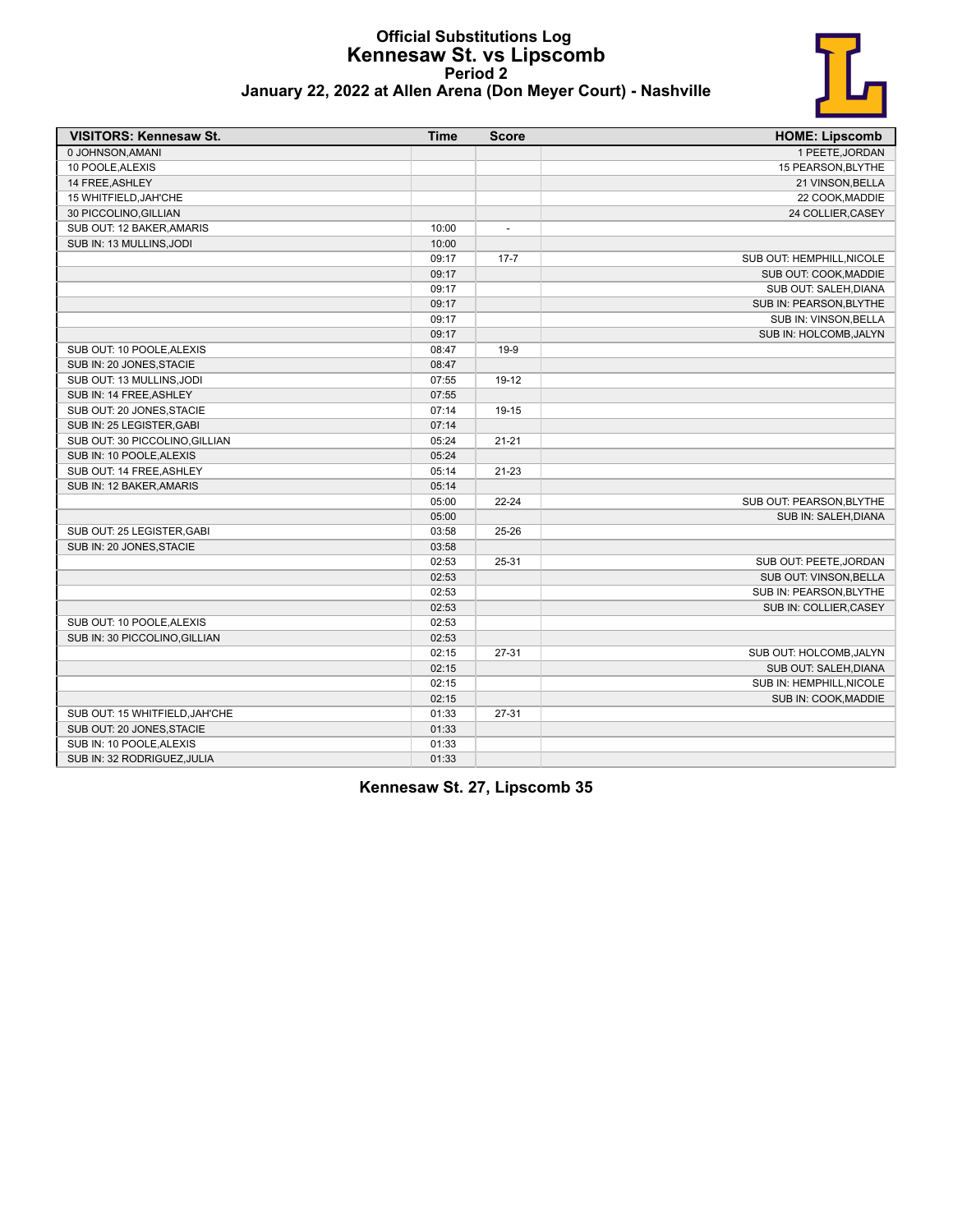# Official Substitutions Log
## Kennesaw St. vs Lipscomb
### Period 2
### January 22, 2022 at Allen Arena (Don Meyer Court) - Nashville

| VISITORS: Kennesaw St. | Time | Score | HOME: Lipscomb |
|---|---|---|---|
| 0 JOHNSON,AMANI | | | 1 PEETE,JORDAN |
| 10 POOLE,ALEXIS | | | 15 PEARSON,BLYTHE |
| 14 FREE,ASHLEY | | | 21 VINSON,BELLA |
| 15 WHITFIELD,JAH'CHE | | | 22 COOK,MADDIE |
| 30 PICCOLINO,GILLIAN | | | 24 COLLIER,CASEY |
| SUB OUT: 12 BAKER,AMARIS | 10:00 | - | |
| SUB IN: 13 MULLINS,JODI | 10:00 | | |
| | 09:17 | 17-7 | SUB OUT: HEMPHILL,NICOLE |
| | 09:17 | | SUB OUT: COOK,MADDIE |
| | 09:17 | | SUB OUT: SALEH,DIANA |
| | 09:17 | | SUB IN: PEARSON,BLYTHE |
| | 09:17 | | SUB IN: VINSON,BELLA |
| | 09:17 | | SUB IN: HOLCOMB,JALYN |
| SUB OUT: 10 POOLE,ALEXIS | 08:47 | 19-9 | |
| SUB IN: 20 JONES,STACIE | 08:47 | | |
| SUB OUT: 13 MULLINS,JODI | 07:55 | 19-12 | |
| SUB IN: 14 FREE,ASHLEY | 07:55 | | |
| SUB OUT: 20 JONES,STACIE | 07:14 | 19-15 | |
| SUB IN: 25 LEGISTER,GABI | 07:14 | | |
| SUB OUT: 30 PICCOLINO,GILLIAN | 05:24 | 21-21 | |
| SUB IN: 10 POOLE,ALEXIS | 05:24 | | |
| SUB OUT: 14 FREE,ASHLEY | 05:14 | 21-23 | |
| SUB IN: 12 BAKER,AMARIS | 05:14 | | |
| | 05:00 | 22-24 | SUB OUT: PEARSON,BLYTHE |
| | 05:00 | | SUB IN: SALEH,DIANA |
| SUB OUT: 25 LEGISTER,GABI | 03:58 | 25-26 | |
| SUB IN: 20 JONES,STACIE | 03:58 | | |
| | 02:53 | 25-31 | SUB OUT: PEETE,JORDAN |
| | 02:53 | | SUB OUT: VINSON,BELLA |
| | 02:53 | | SUB IN: PEARSON,BLYTHE |
| | 02:53 | | SUB IN: COLLIER,CASEY |
| SUB OUT: 10 POOLE,ALEXIS | 02:53 | | |
| SUB IN: 30 PICCOLINO,GILLIAN | 02:53 | | |
| | 02:15 | 27-31 | SUB OUT: HOLCOMB,JALYN |
| | 02:15 | | SUB OUT: SALEH,DIANA |
| | 02:15 | | SUB IN: HEMPHILL,NICOLE |
| | 02:15 | | SUB IN: COOK,MADDIE |
| SUB OUT: 15 WHITFIELD,JAH'CHE | 01:33 | 27-31 | |
| SUB OUT: 20 JONES,STACIE | 01:33 | | |
| SUB IN: 10 POOLE,ALEXIS | 01:33 | | |
| SUB IN: 32 RODRIGUEZ,JULIA | 01:33 | | |

**Kennesaw St. 27, Lipscomb 35**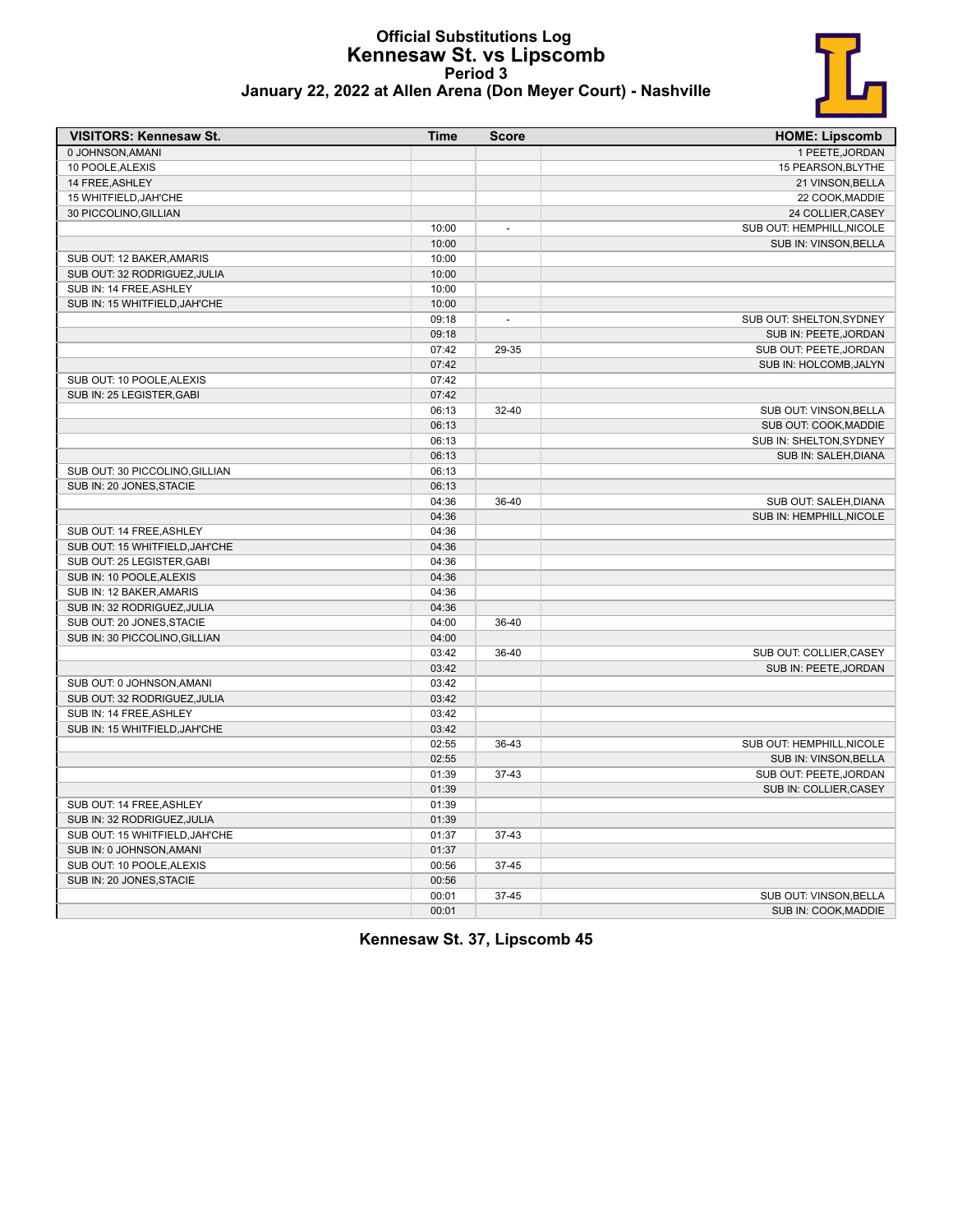# Official Substitutions Log
## Kennesaw St. vs Lipscomb
### Period 3
### January 22, 2022 at Allen Arena (Don Meyer Court) - Nashville

| VISITORS: Kennesaw St. | Time | Score | HOME: Lipscomb |
|---|---|---|---|
| 0 JOHNSON,AMANI | | | 1 PEETE,JORDAN |
| 10 POOLE,ALEXIS | | | 15 PEARSON,BLYTHE |
| 14 FREE,ASHLEY | | | 21 VINSON,BELLA |
| 15 WHITFIELD,JAH'CHE | | | 22 COOK,MADDIE |
| 30 PICCOLINO,GILLIAN | | | 24 COLLIER,CASEY |
| | 10:00 | - | SUB OUT: HEMPHILL,NICOLE |
| | 10:00 | | SUB IN: VINSON,BELLA |
| SUB OUT: 12 BAKER,AMARIS | 10:00 | | |
| SUB OUT: 32 RODRIGUEZ,JULIA | 10:00 | | |
| SUB IN: 14 FREE,ASHLEY | 10:00 | | |
| SUB IN: 15 WHITFIELD,JAH'CHE | 10:00 | | |
| | 09:18 | - | SUB OUT: SHELTON,SYDNEY |
| | 09:18 | | SUB IN: PEETE,JORDAN |
| | 07:42 | 29-35 | SUB OUT: PEETE,JORDAN |
| | 07:42 | | SUB IN: HOLCOMB,JALYN |
| SUB OUT: 10 POOLE,ALEXIS | 07:42 | | |
| SUB IN: 25 LEGISTER,GABI | 07:42 | | |
| | 06:13 | 32-40 | SUB OUT: VINSON,BELLA |
| | 06:13 | | SUB OUT: COOK,MADDIE |
| | 06:13 | | SUB IN: SHELTON,SYDNEY |
| | 06:13 | | SUB IN: SALEH,DIANA |
| SUB OUT: 30 PICCOLINO,GILLIAN | 06:13 | | |
| SUB IN: 20 JONES,STACIE | 06:13 | | |
| | 04:36 | 36-40 | SUB OUT: SALEH,DIANA |
| | 04:36 | | SUB IN: HEMPHILL,NICOLE |
| SUB OUT: 14 FREE,ASHLEY | 04:36 | | |
| SUB OUT: 15 WHITFIELD,JAH'CHE | 04:36 | | |
| SUB OUT: 25 LEGISTER,GABI | 04:36 | | |
| SUB IN: 10 POOLE,ALEXIS | 04:36 | | |
| SUB IN: 12 BAKER,AMARIS | 04:36 | | |
| SUB IN: 32 RODRIGUEZ,JULIA | 04:36 | | |
| SUB OUT: 20 JONES,STACIE | 04:00 | 36-40 | |
| SUB IN: 30 PICCOLINO,GILLIAN | 04:00 | | |
| | 03:42 | 36-40 | SUB OUT: COLLIER,CASEY |
| | 03:42 | | SUB IN: PEETE,JORDAN |
| SUB OUT: 0 JOHNSON,AMANI | 03:42 | | |
| SUB OUT: 32 RODRIGUEZ,JULIA | 03:42 | | |
| SUB IN: 14 FREE,ASHLEY | 03:42 | | |
| SUB IN: 15 WHITFIELD,JAH'CHE | 03:42 | | |
| | 02:55 | 36-43 | SUB OUT: HEMPHILL,NICOLE |
| | 02:55 | | SUB IN: VINSON,BELLA |
| | 01:39 | 37-43 | SUB OUT: PEETE,JORDAN |
| | 01:39 | | SUB IN: COLLIER,CASEY |
| SUB OUT: 14 FREE,ASHLEY | 01:39 | | |
| SUB IN: 32 RODRIGUEZ,JULIA | 01:39 | | |
| SUB OUT: 15 WHITFIELD,JAH'CHE | 01:37 | 37-43 | |
| SUB IN: 0 JOHNSON,AMANI | 01:37 | | |
| SUB OUT: 10 POOLE,ALEXIS | 00:56 | 37-45 | |
| SUB IN: 20 JONES,STACIE | 00:56 | | |
| | 00:01 | 37-45 | SUB OUT: VINSON,BELLA |
| | 00:01 | | SUB IN: COOK,MADDIE |

**Kennesaw St. 37, Lipscomb 45**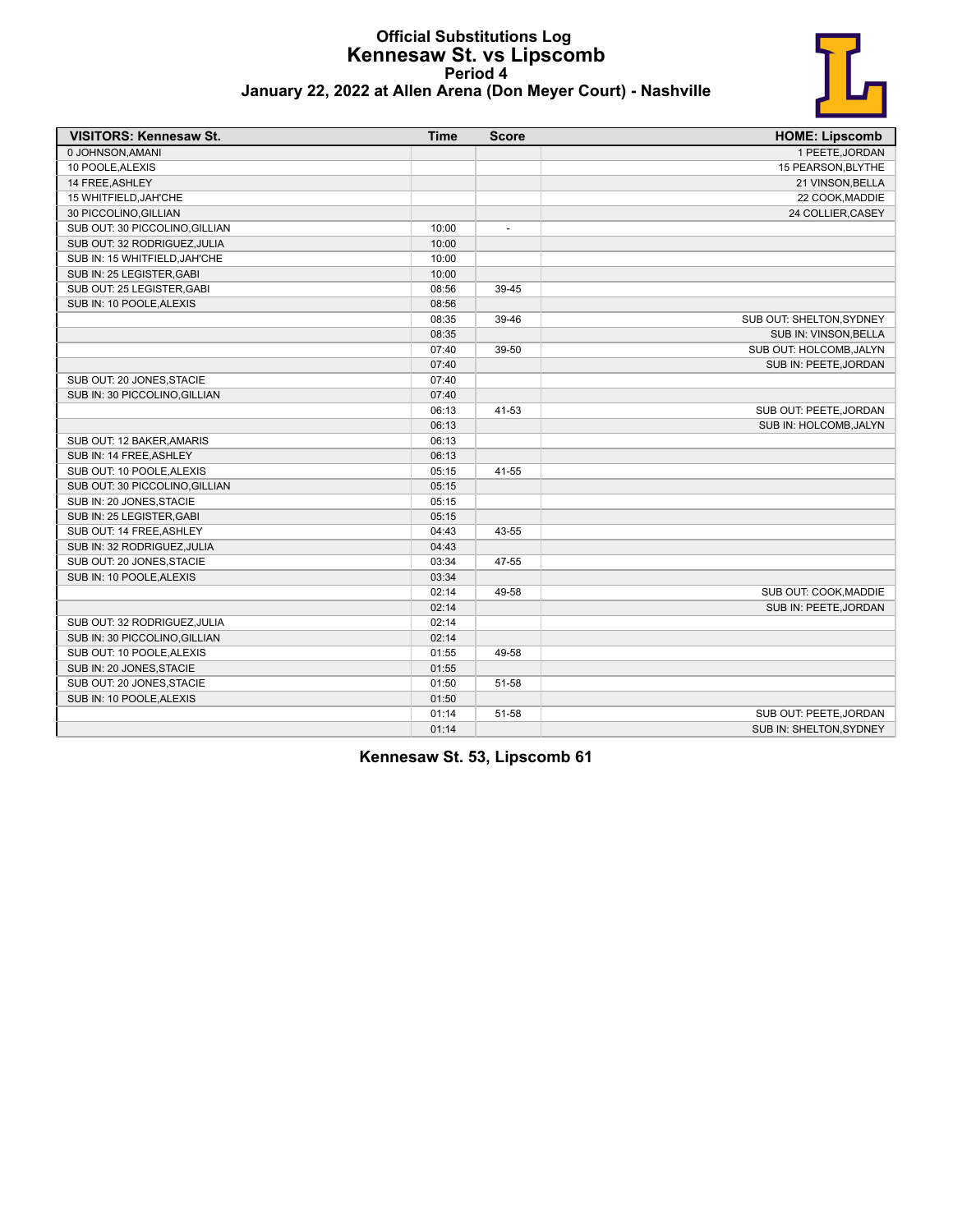# Official Substitutions Log
## Kennesaw St. vs Lipscomb
### Period 4
### January 22, 2022 at Allen Arena (Don Meyer Court) - Nashville

| VISITORS: Kennesaw St. | Time | Score | HOME: Lipscomb |
|---|---|---|---|
| 0 JOHNSON,AMANI | | | 1 PEETE,JORDAN |
| 10 POOLE,ALEXIS | | | 15 PEARSON,BLYTHE |
| 14 FREE,ASHLEY | | | 21 VINSON,BELLA |
| 15 WHITFIELD,JAH'CHE | | | 22 COOK,MADDIE |
| 30 PICCOLINO,GILLIAN | | | 24 COLLIER,CASEY |
| SUB OUT: 30 PICCOLINO,GILLIAN | 10:00 | - | |
| SUB OUT: 32 RODRIGUEZ,JULIA | 10:00 | | |
| SUB IN: 15 WHITFIELD,JAH'CHE | 10:00 | | |
| SUB IN: 25 LEGISTER,GABI | 10:00 | | |
| SUB OUT: 25 LEGISTER,GABI | 08:56 | 39-45 | |
| SUB IN: 10 POOLE,ALEXIS | 08:56 | | |
| | 08:35 | 39-46 | SUB OUT: SHELTON,SYDNEY |
| | 08:35 | | SUB IN: VINSON,BELLA |
| | 07:40 | 39-50 | SUB OUT: HOLCOMB,JALYN |
| | 07:40 | | SUB IN: PEETE,JORDAN |
| SUB OUT: 20 JONES,STACIE | 07:40 | | |
| SUB IN: 30 PICCOLINO,GILLIAN | 07:40 | | |
| | 06:13 | 41-53 | SUB OUT: PEETE,JORDAN |
| | 06:13 | | SUB IN: HOLCOMB,JALYN |
| SUB OUT: 12 BAKER,AMARIS | 06:13 | | |
| SUB IN: 14 FREE,ASHLEY | 06:13 | | |
| SUB OUT: 10 POOLE,ALEXIS | 05:15 | 41-55 | |
| SUB OUT: 30 PICCOLINO,GILLIAN | 05:15 | | |
| SUB IN: 20 JONES,STACIE | 05:15 | | |
| SUB IN: 25 LEGISTER,GABI | 05:15 | | |
| SUB OUT: 14 FREE,ASHLEY | 04:43 | 43-55 | |
| SUB IN: 32 RODRIGUEZ,JULIA | 04:43 | | |
| SUB OUT: 20 JONES,STACIE | 03:34 | 47-55 | |
| SUB IN: 10 POOLE,ALEXIS | 03:34 | | |
| | 02:14 | 49-58 | SUB OUT: COOK,MADDIE |
| | 02:14 | | SUB IN: PEETE,JORDAN |
| SUB OUT: 32 RODRIGUEZ,JULIA | 02:14 | | |
| SUB IN: 30 PICCOLINO,GILLIAN | 02:14 | | |
| SUB OUT: 10 POOLE,ALEXIS | 01:55 | 49-58 | |
| SUB IN: 20 JONES,STACIE | 01:55 | | |
| SUB OUT: 20 JONES,STACIE | 01:50 | 51-58 | |
| SUB IN: 10 POOLE,ALEXIS | 01:50 | | |
| | 01:14 | 51-58 | SUB OUT: PEETE,JORDAN |
| | 01:14 | | SUB IN: SHELTON,SYDNEY |

**Kennesaw St. 53, Lipscomb 61**